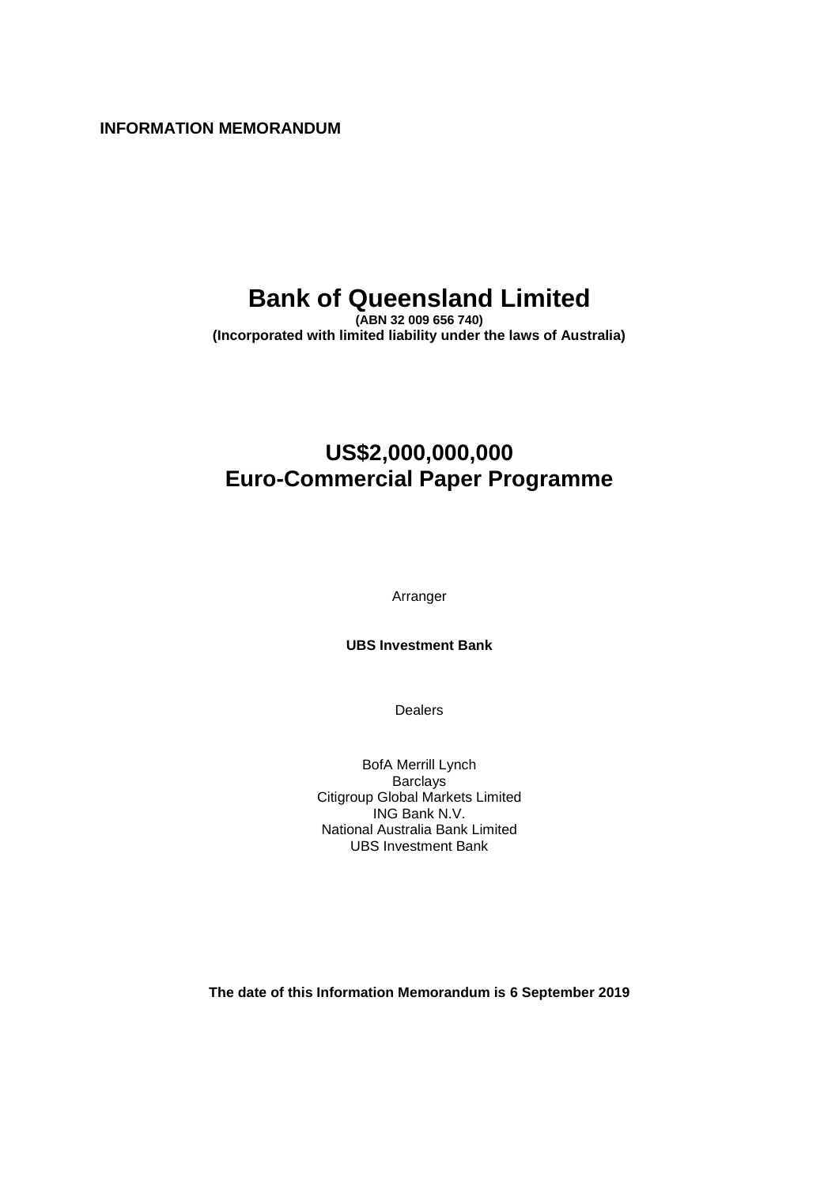**INFORMATION MEMORANDUM**

# Bank of Queensland Limited

**(ABN 32 009 656 740)**
**(Incorporated with limited liability under the laws of Australia)**

## US$2,000,000,000
## Euro-Commercial Paper Programme

Arranger

**UBS Investment Bank**

Dealers

BofA Merrill Lynch
Barclays
Citigroup Global Markets Limited
ING Bank N.V.
National Australia Bank Limited
UBS Investment Bank

**The date of this Information Memorandum is 6 September 2019**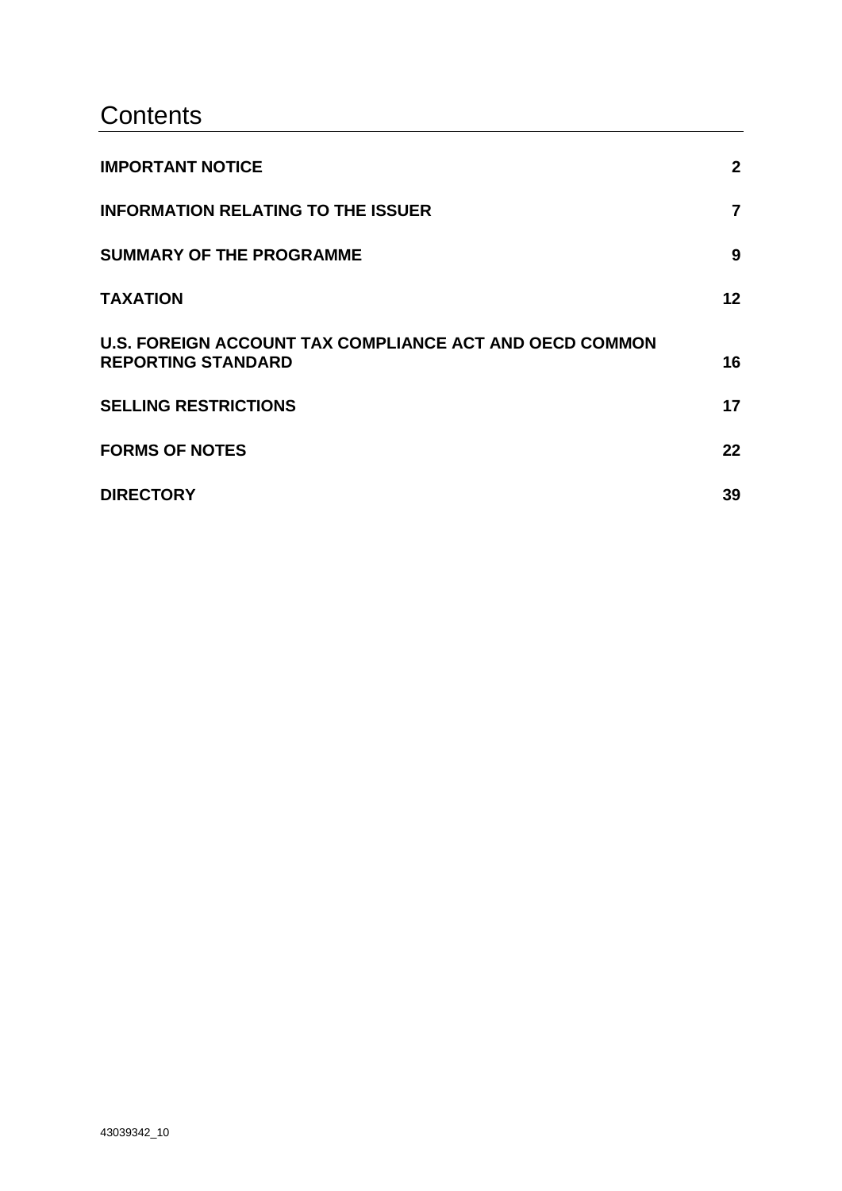# Contents

| | |
|---|---|
| **IMPORTANT NOTICE** | **2** |
| **INFORMATION RELATING TO THE ISSUER** | **7** |
| **SUMMARY OF THE PROGRAMME** | **9** |
| **TAXATION** | **12** |
| **U.S. FOREIGN ACCOUNT TAX COMPLIANCE ACT AND OECD COMMON REPORTING STANDARD** | **16** |
| **SELLING RESTRICTIONS** | **17** |
| **FORMS OF NOTES** | **22** |
| **DIRECTORY** | **39** |

43039342_10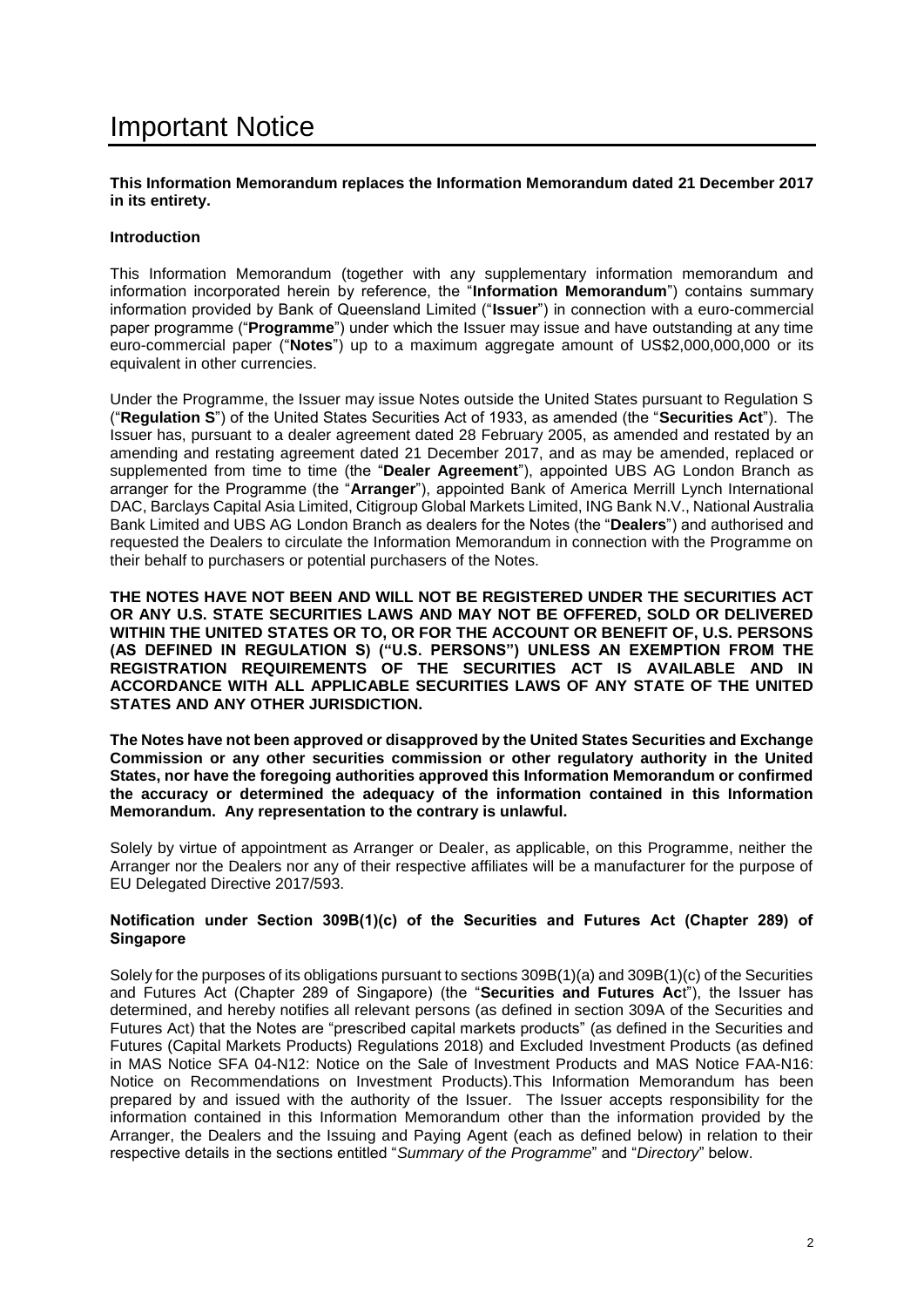# Important Notice

**This Information Memorandum replaces the Information Memorandum dated 21 December 2017 in its entirety.**

**Introduction**

This Information Memorandum (together with any supplementary information memorandum and information incorporated herein by reference, the "**Information Memorandum**") contains summary information provided by Bank of Queensland Limited ("**Issuer**") in connection with a euro-commercial paper programme ("**Programme**") under which the Issuer may issue and have outstanding at any time euro-commercial paper ("**Notes**") up to a maximum aggregate amount of US$2,000,000,000 or its equivalent in other currencies.

Under the Programme, the Issuer may issue Notes outside the United States pursuant to Regulation S ("**Regulation S**") of the United States Securities Act of 1933, as amended (the "**Securities Act**"). The Issuer has, pursuant to a dealer agreement dated 28 February 2005, as amended and restated by an amending and restating agreement dated 21 December 2017, and as may be amended, replaced or supplemented from time to time (the "**Dealer Agreement**"), appointed UBS AG London Branch as arranger for the Programme (the "**Arranger**"), appointed Bank of America Merrill Lynch International DAC, Barclays Capital Asia Limited, Citigroup Global Markets Limited, ING Bank N.V., National Australia Bank Limited and UBS AG London Branch as dealers for the Notes (the "**Dealers**") and authorised and requested the Dealers to circulate the Information Memorandum in connection with the Programme on their behalf to purchasers or potential purchasers of the Notes.

**THE NOTES HAVE NOT BEEN AND WILL NOT BE REGISTERED UNDER THE SECURITIES ACT OR ANY U.S. STATE SECURITIES LAWS AND MAY NOT BE OFFERED, SOLD OR DELIVERED WITHIN THE UNITED STATES OR TO, OR FOR THE ACCOUNT OR BENEFIT OF, U.S. PERSONS (AS DEFINED IN REGULATION S) ("U.S. PERSONS") UNLESS AN EXEMPTION FROM THE REGISTRATION REQUIREMENTS OF THE SECURITIES ACT IS AVAILABLE AND IN ACCORDANCE WITH ALL APPLICABLE SECURITIES LAWS OF ANY STATE OF THE UNITED STATES AND ANY OTHER JURISDICTION.**

**The Notes have not been approved or disapproved by the United States Securities and Exchange Commission or any other securities commission or other regulatory authority in the United States, nor have the foregoing authorities approved this Information Memorandum or confirmed the accuracy or determined the adequacy of the information contained in this Information Memorandum. Any representation to the contrary is unlawful.**

Solely by virtue of appointment as Arranger or Dealer, as applicable, on this Programme, neither the Arranger nor the Dealers nor any of their respective affiliates will be a manufacturer for the purpose of EU Delegated Directive 2017/593.

**Notification under Section 309B(1)(c) of the Securities and Futures Act (Chapter 289) of Singapore**

Solely for the purposes of its obligations pursuant to sections 309B(1)(a) and 309B(1)(c) of the Securities and Futures Act (Chapter 289 of Singapore) (the "**Securities and Futures Act**"), the Issuer has determined, and hereby notifies all relevant persons (as defined in section 309A of the Securities and Futures Act) that the Notes are "prescribed capital markets products" (as defined in the Securities and Futures (Capital Markets Products) Regulations 2018) and Excluded Investment Products (as defined in MAS Notice SFA 04-N12: Notice on the Sale of Investment Products and MAS Notice FAA-N16: Notice on Recommendations on Investment Products).This Information Memorandum has been prepared by and issued with the authority of the Issuer. The Issuer accepts responsibility for the information contained in this Information Memorandum other than the information provided by the Arranger, the Dealers and the Issuing and Paying Agent (each as defined below) in relation to their respective details in the sections entitled "*Summary of the Programme*" and "*Directory*" below.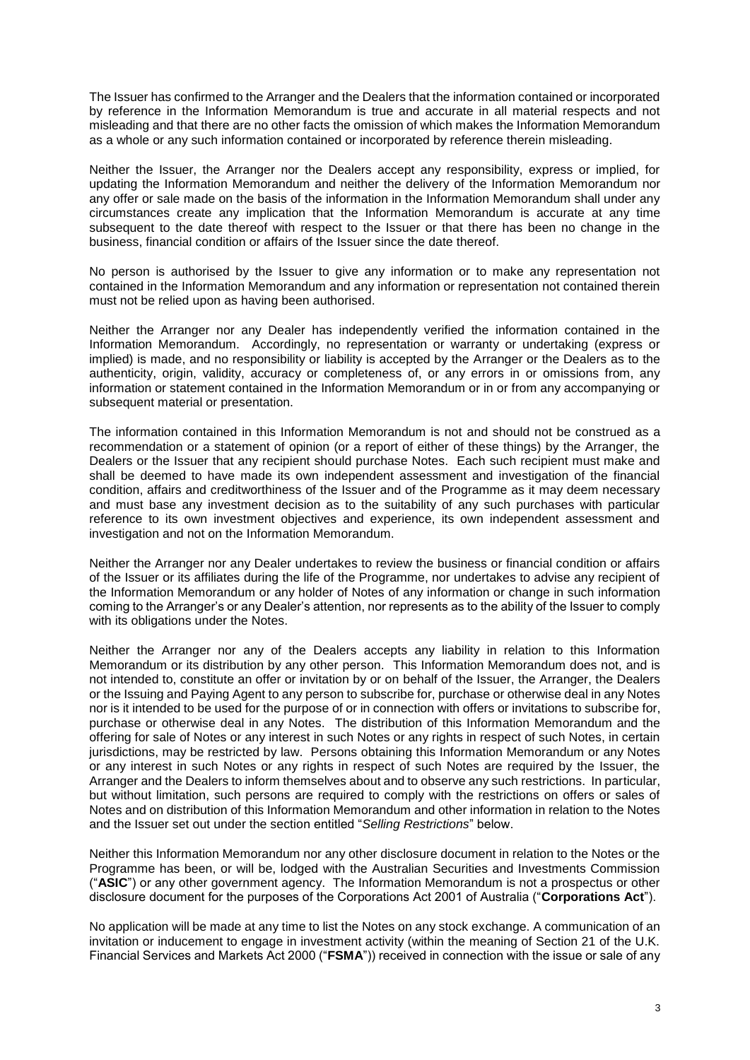The Issuer has confirmed to the Arranger and the Dealers that the information contained or incorporated by reference in the Information Memorandum is true and accurate in all material respects and not misleading and that there are no other facts the omission of which makes the Information Memorandum as a whole or any such information contained or incorporated by reference therein misleading.

Neither the Issuer, the Arranger nor the Dealers accept any responsibility, express or implied, for updating the Information Memorandum and neither the delivery of the Information Memorandum nor any offer or sale made on the basis of the information in the Information Memorandum shall under any circumstances create any implication that the Information Memorandum is accurate at any time subsequent to the date thereof with respect to the Issuer or that there has been no change in the business, financial condition or affairs of the Issuer since the date thereof.

No person is authorised by the Issuer to give any information or to make any representation not contained in the Information Memorandum and any information or representation not contained therein must not be relied upon as having been authorised.

Neither the Arranger nor any Dealer has independently verified the information contained in the Information Memorandum. Accordingly, no representation or warranty or undertaking (express or implied) is made, and no responsibility or liability is accepted by the Arranger or the Dealers as to the authenticity, origin, validity, accuracy or completeness of, or any errors in or omissions from, any information or statement contained in the Information Memorandum or in or from any accompanying or subsequent material or presentation.

The information contained in this Information Memorandum is not and should not be construed as a recommendation or a statement of opinion (or a report of either of these things) by the Arranger, the Dealers or the Issuer that any recipient should purchase Notes. Each such recipient must make and shall be deemed to have made its own independent assessment and investigation of the financial condition, affairs and creditworthiness of the Issuer and of the Programme as it may deem necessary and must base any investment decision as to the suitability of any such purchases with particular reference to its own investment objectives and experience, its own independent assessment and investigation and not on the Information Memorandum.

Neither the Arranger nor any Dealer undertakes to review the business or financial condition or affairs of the Issuer or its affiliates during the life of the Programme, nor undertakes to advise any recipient of the Information Memorandum or any holder of Notes of any information or change in such information coming to the Arranger's or any Dealer's attention, nor represents as to the ability of the Issuer to comply with its obligations under the Notes.

Neither the Arranger nor any of the Dealers accepts any liability in relation to this Information Memorandum or its distribution by any other person. This Information Memorandum does not, and is not intended to, constitute an offer or invitation by or on behalf of the Issuer, the Arranger, the Dealers or the Issuing and Paying Agent to any person to subscribe for, purchase or otherwise deal in any Notes nor is it intended to be used for the purpose of or in connection with offers or invitations to subscribe for, purchase or otherwise deal in any Notes. The distribution of this Information Memorandum and the offering for sale of Notes or any interest in such Notes or any rights in respect of such Notes, in certain jurisdictions, may be restricted by law. Persons obtaining this Information Memorandum or any Notes or any interest in such Notes or any rights in respect of such Notes are required by the Issuer, the Arranger and the Dealers to inform themselves about and to observe any such restrictions. In particular, but without limitation, such persons are required to comply with the restrictions on offers or sales of Notes and on distribution of this Information Memorandum and other information in relation to the Notes and the Issuer set out under the section entitled "*Selling Restrictions*" below.

Neither this Information Memorandum nor any other disclosure document in relation to the Notes or the Programme has been, or will be, lodged with the Australian Securities and Investments Commission ("**ASIC**") or any other government agency. The Information Memorandum is not a prospectus or other disclosure document for the purposes of the Corporations Act 2001 of Australia ("**Corporations Act**").

No application will be made at any time to list the Notes on any stock exchange. A communication of an invitation or inducement to engage in investment activity (within the meaning of Section 21 of the U.K. Financial Services and Markets Act 2000 ("**FSMA**")) received in connection with the issue or sale of any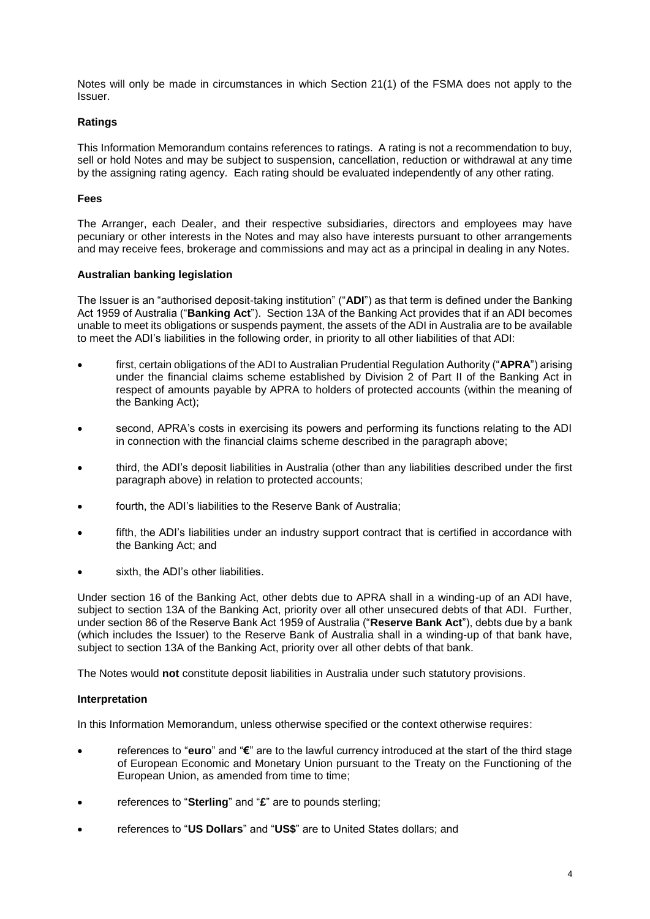Notes will only be made in circumstances in which Section 21(1) of the FSMA does not apply to the Issuer.

**Ratings**

This Information Memorandum contains references to ratings. A rating is not a recommendation to buy, sell or hold Notes and may be subject to suspension, cancellation, reduction or withdrawal at any time by the assigning rating agency. Each rating should be evaluated independently of any other rating.

**Fees**

The Arranger, each Dealer, and their respective subsidiaries, directors and employees may have pecuniary or other interests in the Notes and may also have interests pursuant to other arrangements and may receive fees, brokerage and commissions and may act as a principal in dealing in any Notes.

**Australian banking legislation**

The Issuer is an "authorised deposit-taking institution" ("**ADI**") as that term is defined under the Banking Act 1959 of Australia ("**Banking Act**"). Section 13A of the Banking Act provides that if an ADI becomes unable to meet its obligations or suspends payment, the assets of the ADI in Australia are to be available to meet the ADI's liabilities in the following order, in priority to all other liabilities of that ADI:

- first, certain obligations of the ADI to Australian Prudential Regulation Authority ("**APRA**") arising under the financial claims scheme established by Division 2 of Part II of the Banking Act in respect of amounts payable by APRA to holders of protected accounts (within the meaning of the Banking Act);
- second, APRA's costs in exercising its powers and performing its functions relating to the ADI in connection with the financial claims scheme described in the paragraph above;
- third, the ADI's deposit liabilities in Australia (other than any liabilities described under the first paragraph above) in relation to protected accounts;
- fourth, the ADI's liabilities to the Reserve Bank of Australia;
- fifth, the ADI's liabilities under an industry support contract that is certified in accordance with the Banking Act; and
- sixth, the ADI's other liabilities.

Under section 16 of the Banking Act, other debts due to APRA shall in a winding-up of an ADI have, subject to section 13A of the Banking Act, priority over all other unsecured debts of that ADI. Further, under section 86 of the Reserve Bank Act 1959 of Australia ("**Reserve Bank Act**"), debts due by a bank (which includes the Issuer) to the Reserve Bank of Australia shall in a winding-up of that bank have, subject to section 13A of the Banking Act, priority over all other debts of that bank.

The Notes would **not** constitute deposit liabilities in Australia under such statutory provisions.

**Interpretation**

In this Information Memorandum, unless otherwise specified or the context otherwise requires:

- references to "**euro**" and "**€**" are to the lawful currency introduced at the start of the third stage of European Economic and Monetary Union pursuant to the Treaty on the Functioning of the European Union, as amended from time to time;
- references to "**Sterling**" and "**£**" are to pounds sterling;
- references to "**US Dollars**" and "**US$**" are to United States dollars; and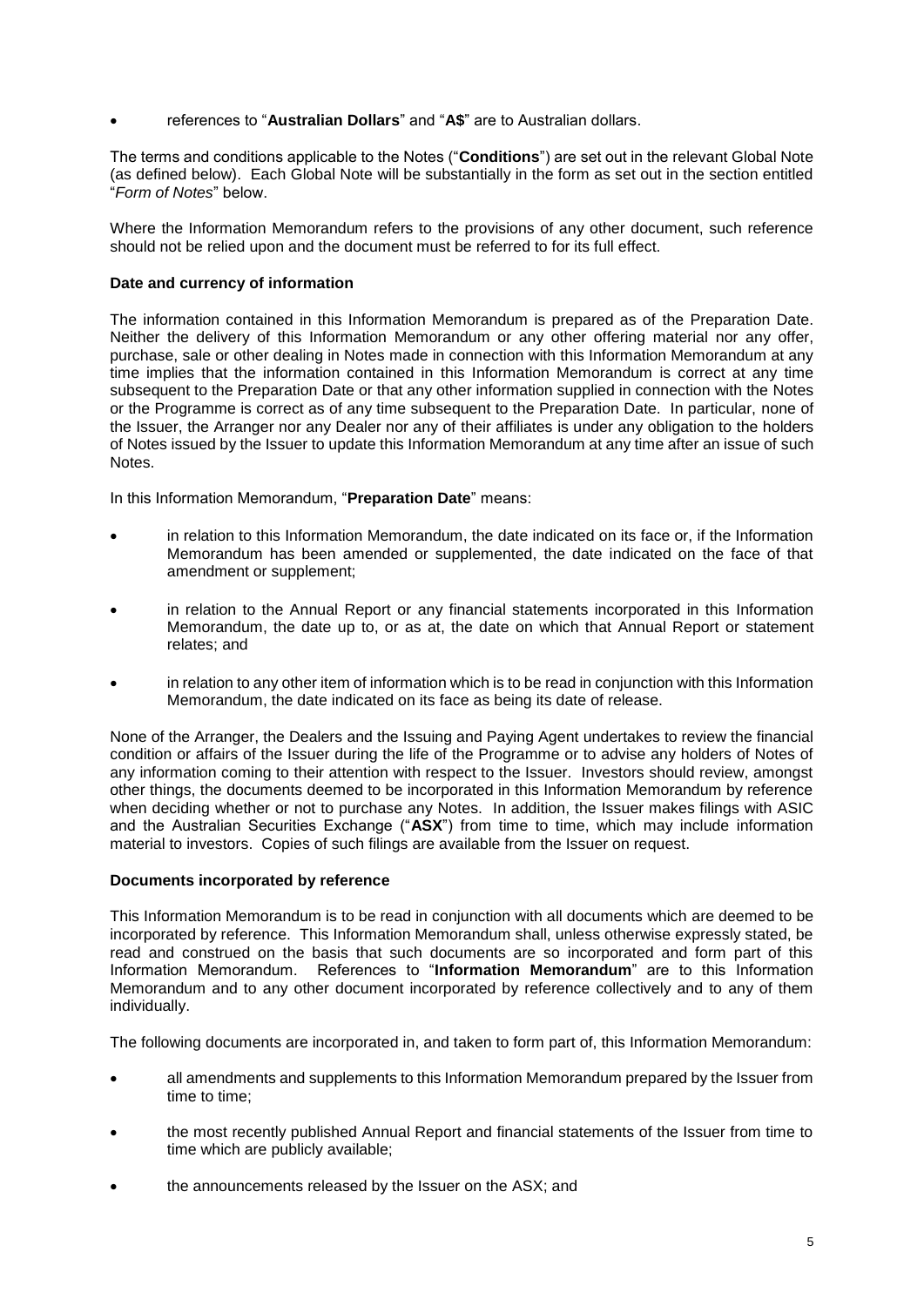- references to "**Australian Dollars**" and "**A$**" are to Australian dollars.

The terms and conditions applicable to the Notes ("**Conditions**") are set out in the relevant Global Note (as defined below). Each Global Note will be substantially in the form as set out in the section entitled "*Form of Notes*" below.

Where the Information Memorandum refers to the provisions of any other document, such reference should not be relied upon and the document must be referred to for its full effect.

**Date and currency of information**

The information contained in this Information Memorandum is prepared as of the Preparation Date. Neither the delivery of this Information Memorandum or any other offering material nor any offer, purchase, sale or other dealing in Notes made in connection with this Information Memorandum at any time implies that the information contained in this Information Memorandum is correct at any time subsequent to the Preparation Date or that any other information supplied in connection with the Notes or the Programme is correct as of any time subsequent to the Preparation Date. In particular, none of the Issuer, the Arranger nor any Dealer nor any of their affiliates is under any obligation to the holders of Notes issued by the Issuer to update this Information Memorandum at any time after an issue of such Notes.

In this Information Memorandum, "**Preparation Date**" means:

- in relation to this Information Memorandum, the date indicated on its face or, if the Information Memorandum has been amended or supplemented, the date indicated on the face of that amendment or supplement;
- in relation to the Annual Report or any financial statements incorporated in this Information Memorandum, the date up to, or as at, the date on which that Annual Report or statement relates; and
- in relation to any other item of information which is to be read in conjunction with this Information Memorandum, the date indicated on its face as being its date of release.

None of the Arranger, the Dealers and the Issuing and Paying Agent undertakes to review the financial condition or affairs of the Issuer during the life of the Programme or to advise any holders of Notes of any information coming to their attention with respect to the Issuer. Investors should review, amongst other things, the documents deemed to be incorporated in this Information Memorandum by reference when deciding whether or not to purchase any Notes. In addition, the Issuer makes filings with ASIC and the Australian Securities Exchange ("**ASX**") from time to time, which may include information material to investors. Copies of such filings are available from the Issuer on request.

**Documents incorporated by reference**

This Information Memorandum is to be read in conjunction with all documents which are deemed to be incorporated by reference. This Information Memorandum shall, unless otherwise expressly stated, be read and construed on the basis that such documents are so incorporated and form part of this Information Memorandum. References to "**Information Memorandum**" are to this Information Memorandum and to any other document incorporated by reference collectively and to any of them individually.

The following documents are incorporated in, and taken to form part of, this Information Memorandum:

- all amendments and supplements to this Information Memorandum prepared by the Issuer from time to time;
- the most recently published Annual Report and financial statements of the Issuer from time to time which are publicly available;
- the announcements released by the Issuer on the ASX; and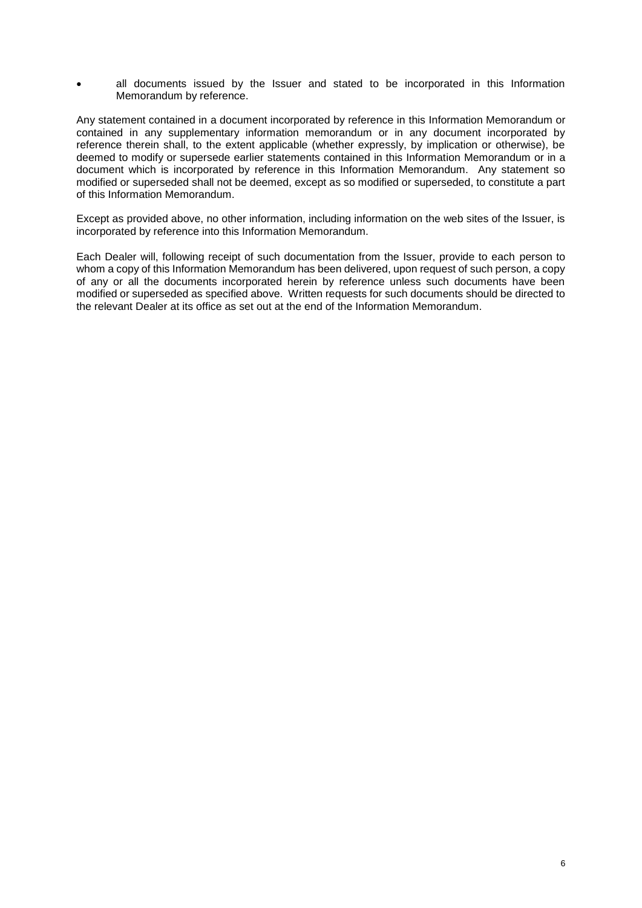- all documents issued by the Issuer and stated to be incorporated in this Information Memorandum by reference.

Any statement contained in a document incorporated by reference in this Information Memorandum or contained in any supplementary information memorandum or in any document incorporated by reference therein shall, to the extent applicable (whether expressly, by implication or otherwise), be deemed to modify or supersede earlier statements contained in this Information Memorandum or in a document which is incorporated by reference in this Information Memorandum. Any statement so modified or superseded shall not be deemed, except as so modified or superseded, to constitute a part of this Information Memorandum.

Except as provided above, no other information, including information on the web sites of the Issuer, is incorporated by reference into this Information Memorandum.

Each Dealer will, following receipt of such documentation from the Issuer, provide to each person to whom a copy of this Information Memorandum has been delivered, upon request of such person, a copy of any or all the documents incorporated herein by reference unless such documents have been modified or superseded as specified above. Written requests for such documents should be directed to the relevant Dealer at its office as set out at the end of the Information Memorandum.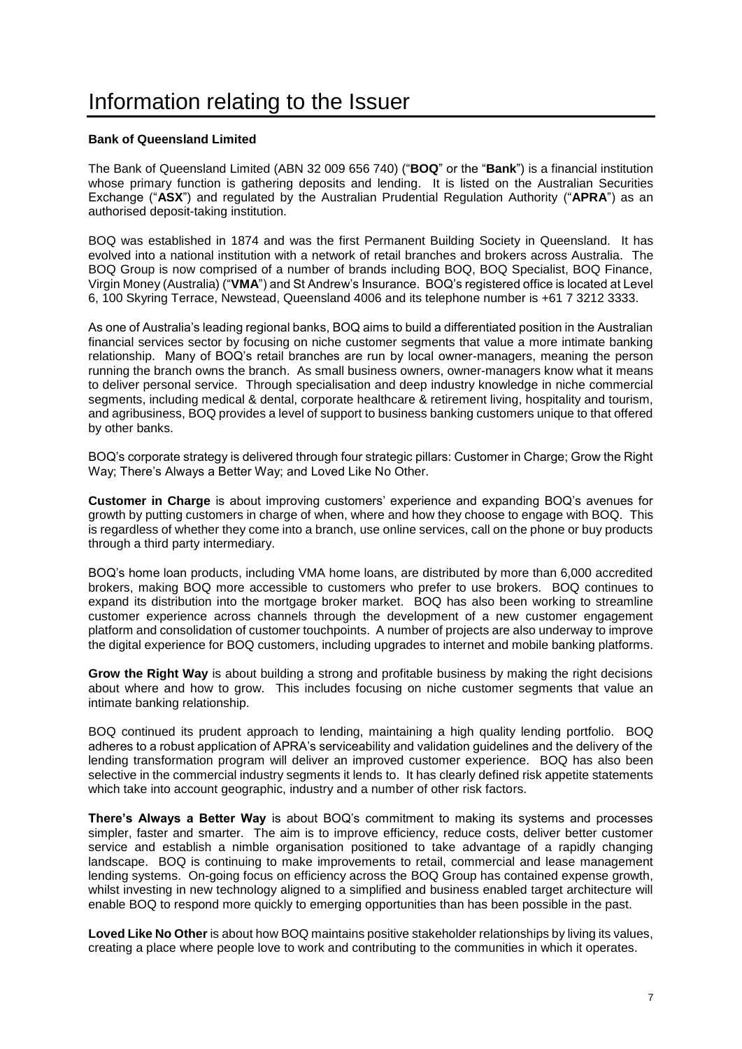# Information relating to the Issuer

**Bank of Queensland Limited**

The Bank of Queensland Limited (ABN 32 009 656 740) ("**BOQ**" or the "**Bank**") is a financial institution whose primary function is gathering deposits and lending. It is listed on the Australian Securities Exchange ("**ASX**") and regulated by the Australian Prudential Regulation Authority ("**APRA**") as an authorised deposit-taking institution.

BOQ was established in 1874 and was the first Permanent Building Society in Queensland. It has evolved into a national institution with a network of retail branches and brokers across Australia. The BOQ Group is now comprised of a number of brands including BOQ, BOQ Specialist, BOQ Finance, Virgin Money (Australia) ("**VMA**") and St Andrew's Insurance. BOQ's registered office is located at Level 6, 100 Skyring Terrace, Newstead, Queensland 4006 and its telephone number is +61 7 3212 3333.

As one of Australia's leading regional banks, BOQ aims to build a differentiated position in the Australian financial services sector by focusing on niche customer segments that value a more intimate banking relationship. Many of BOQ's retail branches are run by local owner-managers, meaning the person running the branch owns the branch. As small business owners, owner-managers know what it means to deliver personal service. Through specialisation and deep industry knowledge in niche commercial segments, including medical & dental, corporate healthcare & retirement living, hospitality and tourism, and agribusiness, BOQ provides a level of support to business banking customers unique to that offered by other banks.

BOQ's corporate strategy is delivered through four strategic pillars: Customer in Charge; Grow the Right Way; There's Always a Better Way; and Loved Like No Other.

**Customer in Charge** is about improving customers' experience and expanding BOQ's avenues for growth by putting customers in charge of when, where and how they choose to engage with BOQ. This is regardless of whether they come into a branch, use online services, call on the phone or buy products through a third party intermediary.

BOQ's home loan products, including VMA home loans, are distributed by more than 6,000 accredited brokers, making BOQ more accessible to customers who prefer to use brokers. BOQ continues to expand its distribution into the mortgage broker market. BOQ has also been working to streamline customer experience across channels through the development of a new customer engagement platform and consolidation of customer touchpoints. A number of projects are also underway to improve the digital experience for BOQ customers, including upgrades to internet and mobile banking platforms.

**Grow the Right Way** is about building a strong and profitable business by making the right decisions about where and how to grow. This includes focusing on niche customer segments that value an intimate banking relationship.

BOQ continued its prudent approach to lending, maintaining a high quality lending portfolio. BOQ adheres to a robust application of APRA's serviceability and validation guidelines and the delivery of the lending transformation program will deliver an improved customer experience. BOQ has also been selective in the commercial industry segments it lends to. It has clearly defined risk appetite statements which take into account geographic, industry and a number of other risk factors.

**There's Always a Better Way** is about BOQ's commitment to making its systems and processes simpler, faster and smarter. The aim is to improve efficiency, reduce costs, deliver better customer service and establish a nimble organisation positioned to take advantage of a rapidly changing landscape. BOQ is continuing to make improvements to retail, commercial and lease management lending systems. On-going focus on efficiency across the BOQ Group has contained expense growth, whilst investing in new technology aligned to a simplified and business enabled target architecture will enable BOQ to respond more quickly to emerging opportunities than has been possible in the past.

**Loved Like No Other** is about how BOQ maintains positive stakeholder relationships by living its values, creating a place where people love to work and contributing to the communities in which it operates.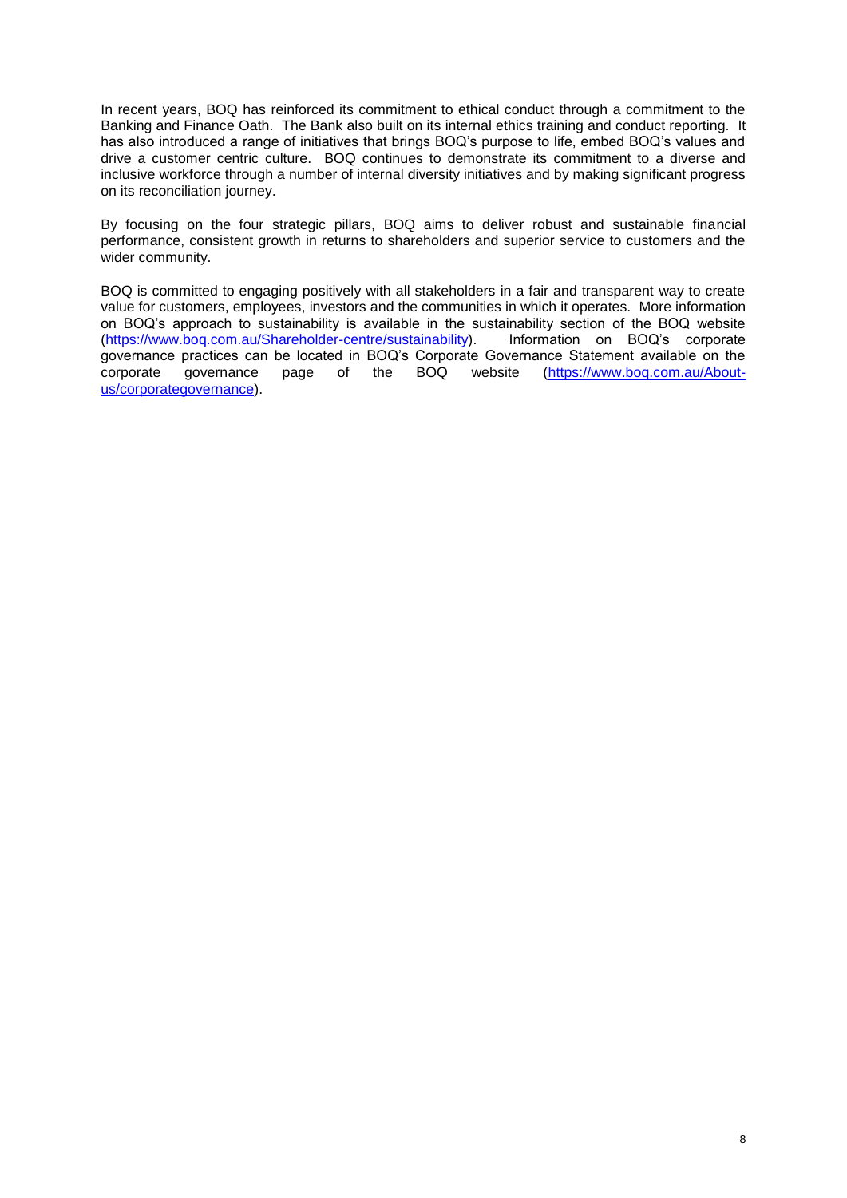In recent years, BOQ has reinforced its commitment to ethical conduct through a commitment to the Banking and Finance Oath. The Bank also built on its internal ethics training and conduct reporting. It has also introduced a range of initiatives that brings BOQ's purpose to life, embed BOQ's values and drive a customer centric culture. BOQ continues to demonstrate its commitment to a diverse and inclusive workforce through a number of internal diversity initiatives and by making significant progress on its reconciliation journey.

By focusing on the four strategic pillars, BOQ aims to deliver robust and sustainable financial performance, consistent growth in returns to shareholders and superior service to customers and the wider community.

BOQ is committed to engaging positively with all stakeholders in a fair and transparent way to create value for customers, employees, investors and the communities in which it operates. More information on BOQ's approach to sustainability is available in the sustainability section of the BOQ website (https://www.boq.com.au/Shareholder-centre/sustainability). Information on BOQ's corporate governance practices can be located in BOQ's Corporate Governance Statement available on the corporate governance page of the BOQ website (https://www.boq.com.au/About-us/corporategovernance).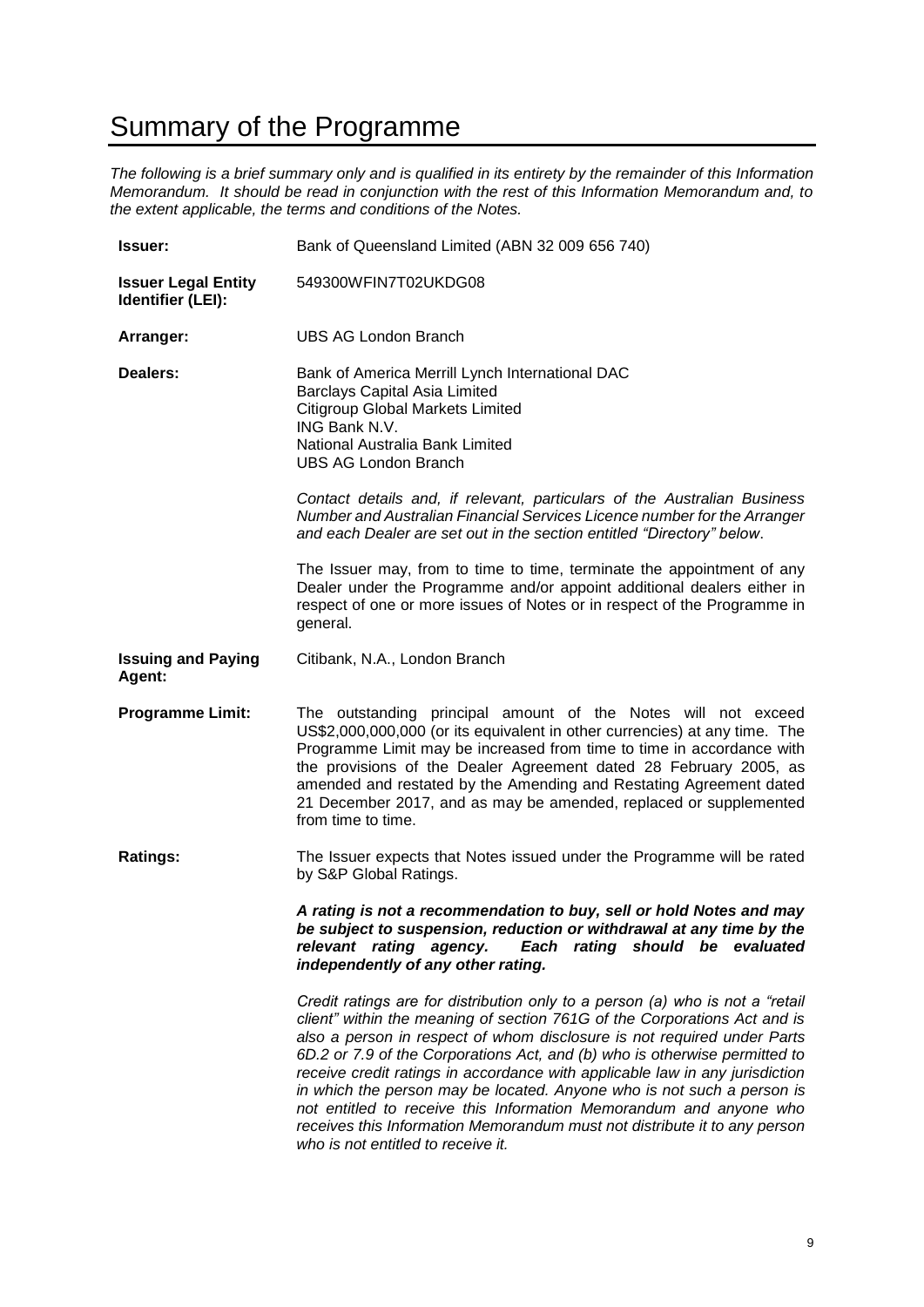# Summary of the Programme

*The following is a brief summary only and is qualified in its entirety by the remainder of this Information Memorandum. It should be read in conjunction with the rest of this Information Memorandum and, to the extent applicable, the terms and conditions of the Notes.*

**Issuer:** Bank of Queensland Limited (ABN 32 009 656 740)

**Issuer Legal Entity Identifier (LEI):** 549300WFIN7T02UKDG08

**Arranger:** UBS AG London Branch

**Dealers:**

Bank of America Merrill Lynch International DAC
Barclays Capital Asia Limited
Citigroup Global Markets Limited
ING Bank N.V.
National Australia Bank Limited
UBS AG London Branch

*Contact details and, if relevant, particulars of the Australian Business Number and Australian Financial Services Licence number for the Arranger and each Dealer are set out in the section entitled "Directory" below.*

The Issuer may, from to time to time, terminate the appointment of any Dealer under the Programme and/or appoint additional dealers either in respect of one or more issues of Notes or in respect of the Programme in general.

**Issuing and Paying Agent:** Citibank, N.A., London Branch

**Programme Limit:** The outstanding principal amount of the Notes will not exceed US$2,000,000,000 (or its equivalent in other currencies) at any time. The Programme Limit may be increased from time to time in accordance with the provisions of the Dealer Agreement dated 28 February 2005, as amended and restated by the Amending and Restating Agreement dated 21 December 2017, and as may be amended, replaced or supplemented from time to time.

**Ratings:** The Issuer expects that Notes issued under the Programme will be rated by S&P Global Ratings.

***A rating is not a recommendation to buy, sell or hold Notes and may be subject to suspension, reduction or withdrawal at any time by the relevant rating agency. Each rating should be evaluated independently of any other rating.***

*Credit ratings are for distribution only to a person (a) who is not a "retail client" within the meaning of section 761G of the Corporations Act and is also a person in respect of whom disclosure is not required under Parts 6D.2 or 7.9 of the Corporations Act, and (b) who is otherwise permitted to receive credit ratings in accordance with applicable law in any jurisdiction in which the person may be located. Anyone who is not such a person is not entitled to receive this Information Memorandum and anyone who receives this Information Memorandum must not distribute it to any person who is not entitled to receive it.*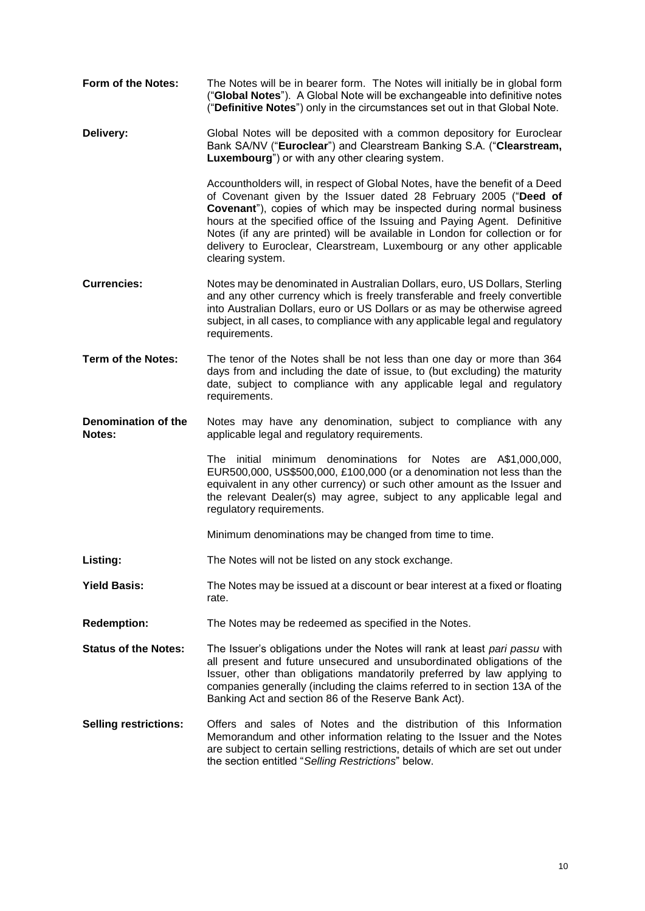**Form of the Notes:** The Notes will be in bearer form. The Notes will initially be in global form ("**Global Notes**"). A Global Note will be exchangeable into definitive notes ("**Definitive Notes**") only in the circumstances set out in that Global Note.

**Delivery:** Global Notes will be deposited with a common depository for Euroclear Bank SA/NV ("**Euroclear**") and Clearstream Banking S.A. ("**Clearstream, Luxembourg**") or with any other clearing system.

Accountholders will, in respect of Global Notes, have the benefit of a Deed of Covenant given by the Issuer dated 28 February 2005 ("**Deed of Covenant**"), copies of which may be inspected during normal business hours at the specified office of the Issuing and Paying Agent. Definitive Notes (if any are printed) will be available in London for collection or for delivery to Euroclear, Clearstream, Luxembourg or any other applicable clearing system.

**Currencies:** Notes may be denominated in Australian Dollars, euro, US Dollars, Sterling and any other currency which is freely transferable and freely convertible into Australian Dollars, euro or US Dollars or as may be otherwise agreed subject, in all cases, to compliance with any applicable legal and regulatory requirements.

**Term of the Notes:** The tenor of the Notes shall be not less than one day or more than 364 days from and including the date of issue, to (but excluding) the maturity date, subject to compliance with any applicable legal and regulatory requirements.

**Denomination of the Notes:** Notes may have any denomination, subject to compliance with any applicable legal and regulatory requirements.

The initial minimum denominations for Notes are A$1,000,000, EUR500,000, US$500,000, £100,000 (or a denomination not less than the equivalent in any other currency) or such other amount as the Issuer and the relevant Dealer(s) may agree, subject to any applicable legal and regulatory requirements.

Minimum denominations may be changed from time to time.

**Listing:** The Notes will not be listed on any stock exchange.

**Yield Basis:** The Notes may be issued at a discount or bear interest at a fixed or floating rate.

**Redemption:** The Notes may be redeemed as specified in the Notes.

**Status of the Notes:** The Issuer's obligations under the Notes will rank at least *pari passu* with all present and future unsecured and unsubordinated obligations of the Issuer, other than obligations mandatorily preferred by law applying to companies generally (including the claims referred to in section 13A of the Banking Act and section 86 of the Reserve Bank Act).

**Selling restrictions:** Offers and sales of Notes and the distribution of this Information Memorandum and other information relating to the Issuer and the Notes are subject to certain selling restrictions, details of which are set out under the section entitled "*Selling Restrictions*" below.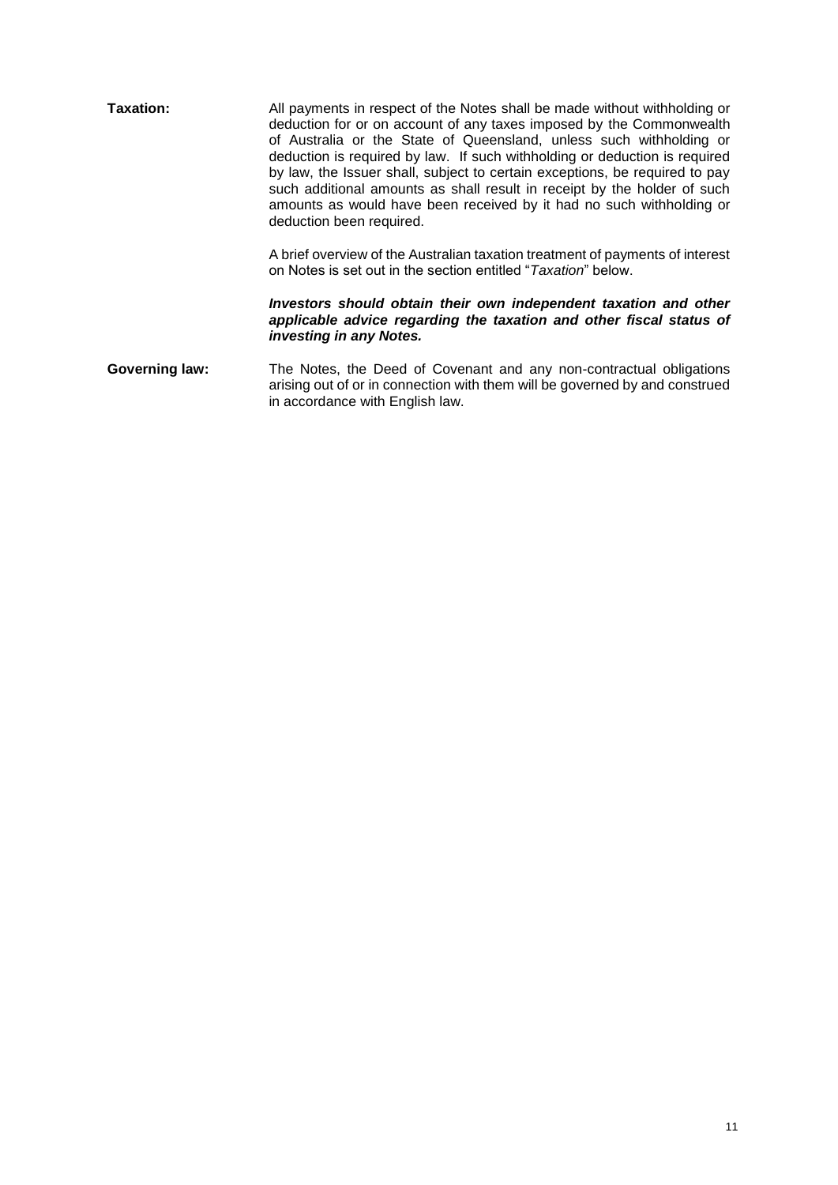**Taxation:** All payments in respect of the Notes shall be made without withholding or deduction for or on account of any taxes imposed by the Commonwealth of Australia or the State of Queensland, unless such withholding or deduction is required by law. If such withholding or deduction is required by law, the Issuer shall, subject to certain exceptions, be required to pay such additional amounts as shall result in receipt by the holder of such amounts as would have been received by it had no such withholding or deduction been required.

A brief overview of the Australian taxation treatment of payments of interest on Notes is set out in the section entitled "*Taxation*" below.

***Investors should obtain their own independent taxation and other applicable advice regarding the taxation and other fiscal status of investing in any Notes.***

**Governing law:** The Notes, the Deed of Covenant and any non-contractual obligations arising out of or in connection with them will be governed by and construed in accordance with English law.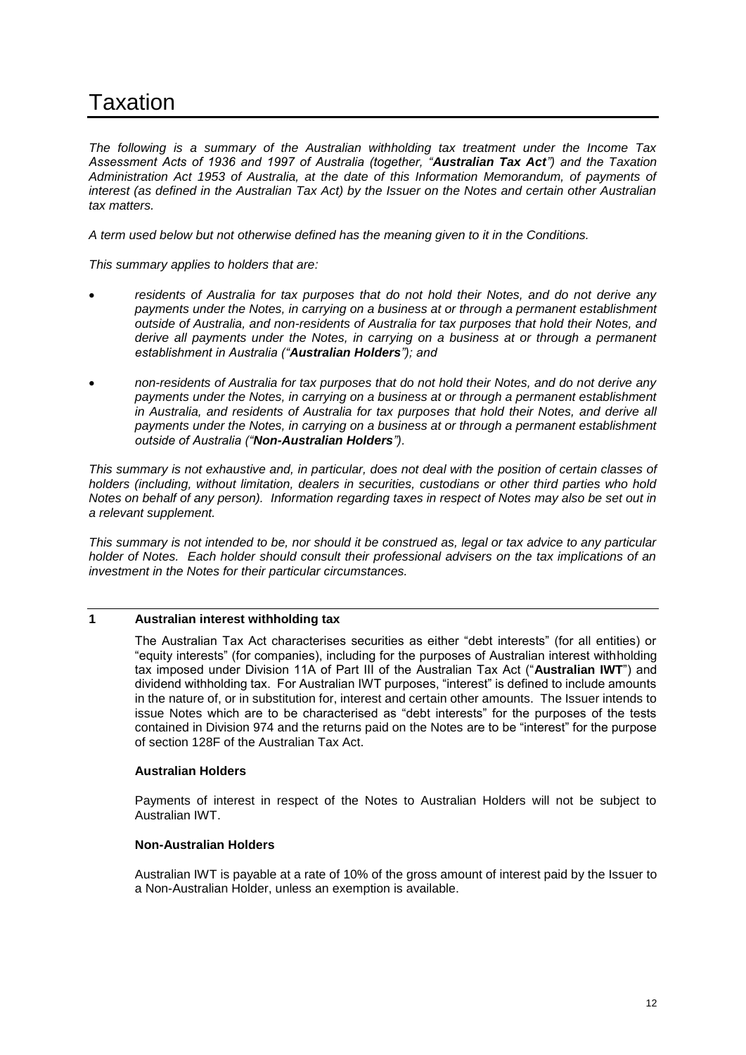# Taxation

*The following is a summary of the Australian withholding tax treatment under the Income Tax Assessment Acts of 1936 and 1997 of Australia (together, "**Australian Tax Act**") and the Taxation Administration Act 1953 of Australia, at the date of this Information Memorandum, of payments of interest (as defined in the Australian Tax Act) by the Issuer on the Notes and certain other Australian tax matters.*

*A term used below but not otherwise defined has the meaning given to it in the Conditions.*

*This summary applies to holders that are:*

- *residents of Australia for tax purposes that do not hold their Notes, and do not derive any payments under the Notes, in carrying on a business at or through a permanent establishment outside of Australia, and non-residents of Australia for tax purposes that hold their Notes, and derive all payments under the Notes, in carrying on a business at or through a permanent establishment in Australia ("**Australian Holders**"); and*
- *non-residents of Australia for tax purposes that do not hold their Notes, and do not derive any payments under the Notes, in carrying on a business at or through a permanent establishment in Australia, and residents of Australia for tax purposes that hold their Notes, and derive all payments under the Notes, in carrying on a business at or through a permanent establishment outside of Australia ("**Non-Australian Holders**").*

*This summary is not exhaustive and, in particular, does not deal with the position of certain classes of holders (including, without limitation, dealers in securities, custodians or other third parties who hold Notes on behalf of any person). Information regarding taxes in respect of Notes may also be set out in a relevant supplement.*

*This summary is not intended to be, nor should it be construed as, legal or tax advice to any particular holder of Notes. Each holder should consult their professional advisers on the tax implications of an investment in the Notes for their particular circumstances.*

## 1 Australian interest withholding tax

The Australian Tax Act characterises securities as either "debt interests" (for all entities) or "equity interests" (for companies), including for the purposes of Australian interest withholding tax imposed under Division 11A of Part III of the Australian Tax Act ("**Australian IWT**") and dividend withholding tax. For Australian IWT purposes, "interest" is defined to include amounts in the nature of, or in substitution for, interest and certain other amounts. The Issuer intends to issue Notes which are to be characterised as "debt interests" for the purposes of the tests contained in Division 974 and the returns paid on the Notes are to be "interest" for the purpose of section 128F of the Australian Tax Act.

**Australian Holders**

Payments of interest in respect of the Notes to Australian Holders will not be subject to Australian IWT.

**Non-Australian Holders**

Australian IWT is payable at a rate of 10% of the gross amount of interest paid by the Issuer to a Non-Australian Holder, unless an exemption is available.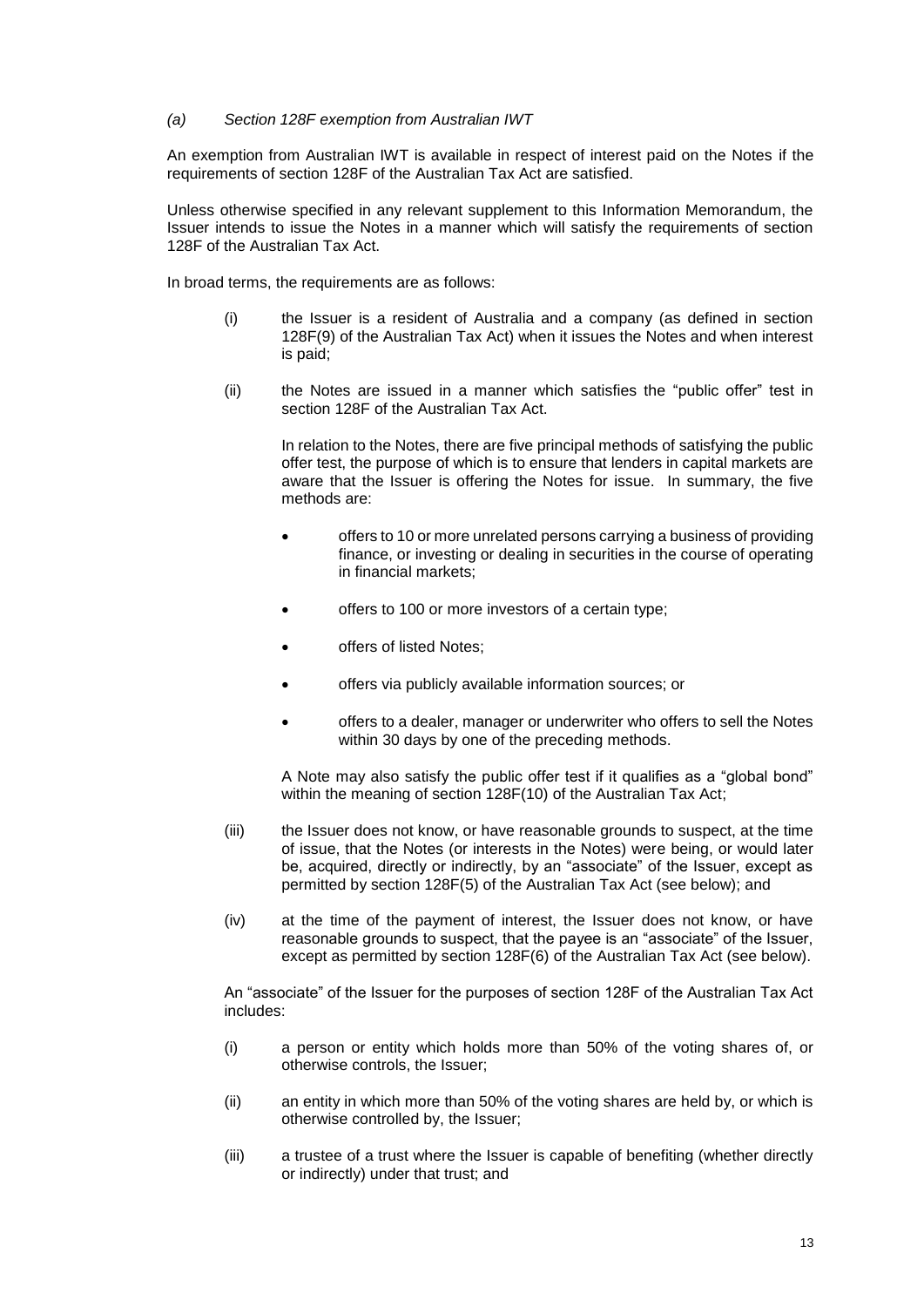*(a) Section 128F exemption from Australian IWT*

An exemption from Australian IWT is available in respect of interest paid on the Notes if the requirements of section 128F of the Australian Tax Act are satisfied.

Unless otherwise specified in any relevant supplement to this Information Memorandum, the Issuer intends to issue the Notes in a manner which will satisfy the requirements of section 128F of the Australian Tax Act.

In broad terms, the requirements are as follows:

(i) the Issuer is a resident of Australia and a company (as defined in section 128F(9) of the Australian Tax Act) when it issues the Notes and when interest is paid;

(ii) the Notes are issued in a manner which satisfies the "public offer" test in section 128F of the Australian Tax Act.

In relation to the Notes, there are five principal methods of satisfying the public offer test, the purpose of which is to ensure that lenders in capital markets are aware that the Issuer is offering the Notes for issue. In summary, the five methods are:

- offers to 10 or more unrelated persons carrying a business of providing finance, or investing or dealing in securities in the course of operating in financial markets;
- offers to 100 or more investors of a certain type;
- offers of listed Notes;
- offers via publicly available information sources; or
- offers to a dealer, manager or underwriter who offers to sell the Notes within 30 days by one of the preceding methods.

A Note may also satisfy the public offer test if it qualifies as a "global bond" within the meaning of section 128F(10) of the Australian Tax Act;

(iii) the Issuer does not know, or have reasonable grounds to suspect, at the time of issue, that the Notes (or interests in the Notes) were being, or would later be, acquired, directly or indirectly, by an "associate" of the Issuer, except as permitted by section 128F(5) of the Australian Tax Act (see below); and

(iv) at the time of the payment of interest, the Issuer does not know, or have reasonable grounds to suspect, that the payee is an "associate" of the Issuer, except as permitted by section 128F(6) of the Australian Tax Act (see below).

An "associate" of the Issuer for the purposes of section 128F of the Australian Tax Act includes:

(i) a person or entity which holds more than 50% of the voting shares of, or otherwise controls, the Issuer;

(ii) an entity in which more than 50% of the voting shares are held by, or which is otherwise controlled by, the Issuer;

(iii) a trustee of a trust where the Issuer is capable of benefiting (whether directly or indirectly) under that trust; and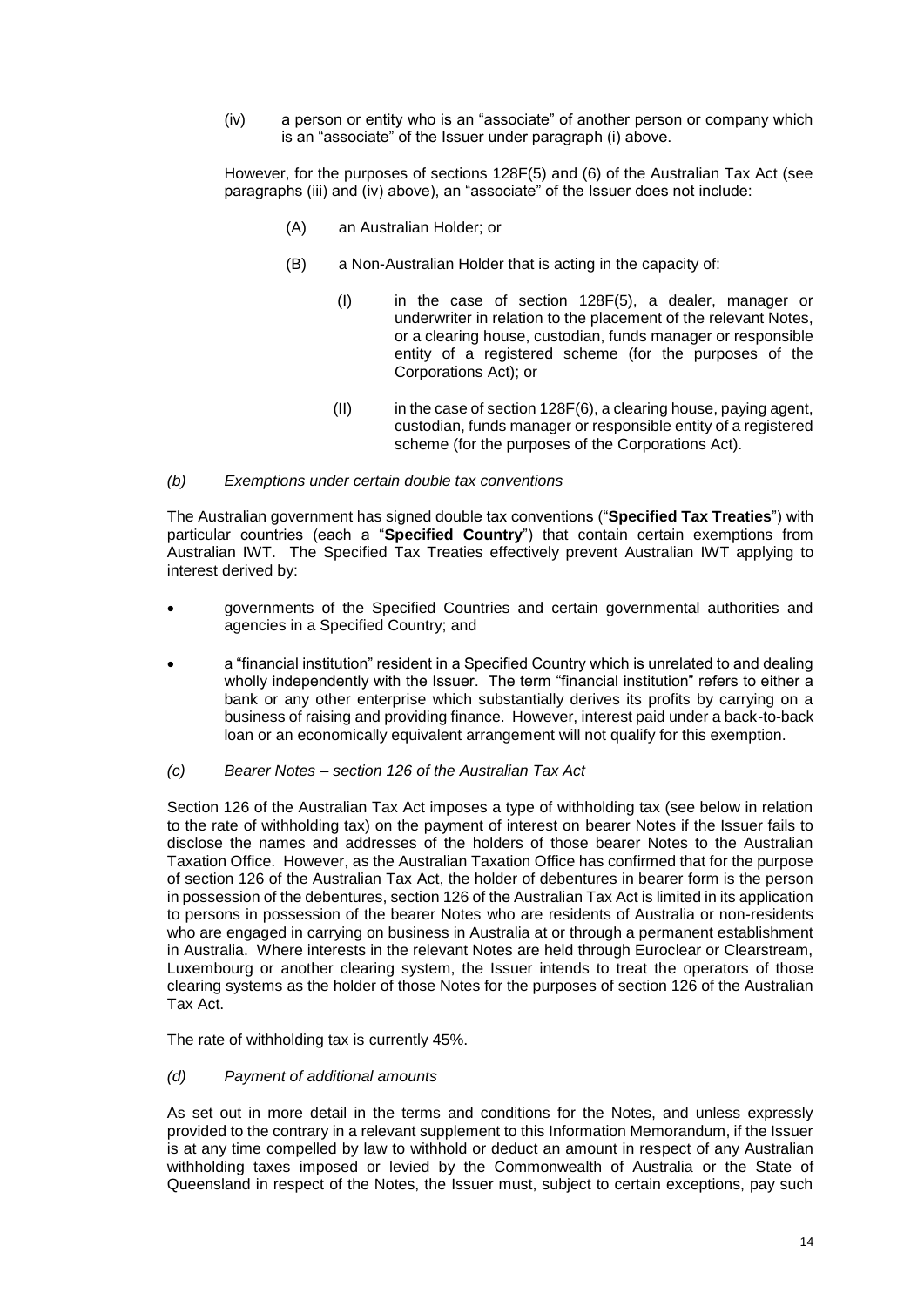(iv) a person or entity who is an "associate" of another person or company which is an "associate" of the Issuer under paragraph (i) above.

However, for the purposes of sections 128F(5) and (6) of the Australian Tax Act (see paragraphs (iii) and (iv) above), an "associate" of the Issuer does not include:

(A) an Australian Holder; or

(B) a Non-Australian Holder that is acting in the capacity of:

(I) in the case of section 128F(5), a dealer, manager or underwriter in relation to the placement of the relevant Notes, or a clearing house, custodian, funds manager or responsible entity of a registered scheme (for the purposes of the Corporations Act); or

(II) in the case of section 128F(6), a clearing house, paying agent, custodian, funds manager or responsible entity of a registered scheme (for the purposes of the Corporations Act).

*(b) Exemptions under certain double tax conventions*

The Australian government has signed double tax conventions ("**Specified Tax Treaties**") with particular countries (each a "**Specified Country**") that contain certain exemptions from Australian IWT. The Specified Tax Treaties effectively prevent Australian IWT applying to interest derived by:

- governments of the Specified Countries and certain governmental authorities and agencies in a Specified Country; and
- a "financial institution" resident in a Specified Country which is unrelated to and dealing wholly independently with the Issuer. The term "financial institution" refers to either a bank or any other enterprise which substantially derives its profits by carrying on a business of raising and providing finance. However, interest paid under a back-to-back loan or an economically equivalent arrangement will not qualify for this exemption.

*(c) Bearer Notes – section 126 of the Australian Tax Act*

Section 126 of the Australian Tax Act imposes a type of withholding tax (see below in relation to the rate of withholding tax) on the payment of interest on bearer Notes if the Issuer fails to disclose the names and addresses of the holders of those bearer Notes to the Australian Taxation Office. However, as the Australian Taxation Office has confirmed that for the purpose of section 126 of the Australian Tax Act, the holder of debentures in bearer form is the person in possession of the debentures, section 126 of the Australian Tax Act is limited in its application to persons in possession of the bearer Notes who are residents of Australia or non-residents who are engaged in carrying on business in Australia at or through a permanent establishment in Australia. Where interests in the relevant Notes are held through Euroclear or Clearstream, Luxembourg or another clearing system, the Issuer intends to treat the operators of those clearing systems as the holder of those Notes for the purposes of section 126 of the Australian Tax Act.

The rate of withholding tax is currently 45%.

*(d) Payment of additional amounts*

As set out in more detail in the terms and conditions for the Notes, and unless expressly provided to the contrary in a relevant supplement to this Information Memorandum, if the Issuer is at any time compelled by law to withhold or deduct an amount in respect of any Australian withholding taxes imposed or levied by the Commonwealth of Australia or the State of Queensland in respect of the Notes, the Issuer must, subject to certain exceptions, pay such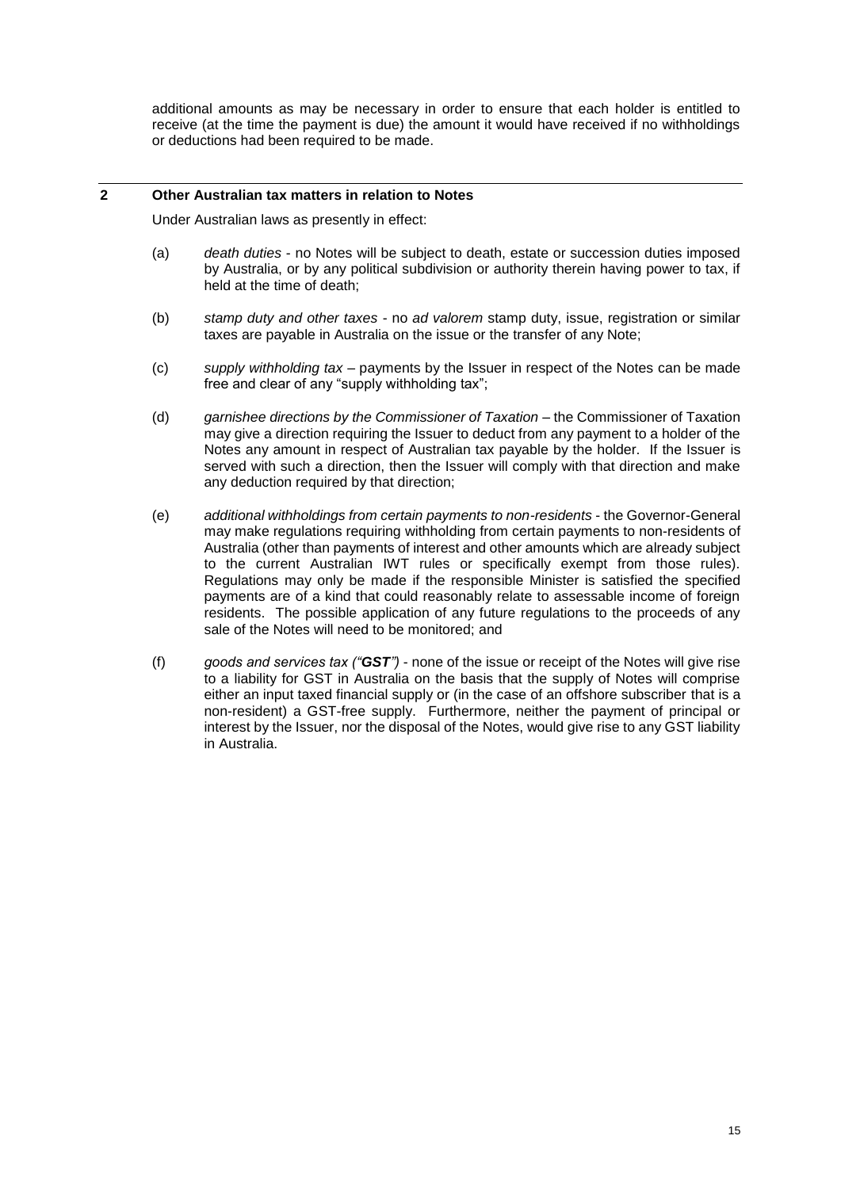additional amounts as may be necessary in order to ensure that each holder is entitled to receive (at the time the payment is due) the amount it would have received if no withholdings or deductions had been required to be made.

## 2 Other Australian tax matters in relation to Notes

Under Australian laws as presently in effect:

(a) *death duties* - no Notes will be subject to death, estate or succession duties imposed by Australia, or by any political subdivision or authority therein having power to tax, if held at the time of death;

(b) *stamp duty and other taxes* - no *ad valorem* stamp duty, issue, registration or similar taxes are payable in Australia on the issue or the transfer of any Note;

(c) *supply withholding tax* – payments by the Issuer in respect of the Notes can be made free and clear of any "supply withholding tax";

(d) *garnishee directions by the Commissioner of Taxation* – the Commissioner of Taxation may give a direction requiring the Issuer to deduct from any payment to a holder of the Notes any amount in respect of Australian tax payable by the holder. If the Issuer is served with such a direction, then the Issuer will comply with that direction and make any deduction required by that direction;

(e) *additional withholdings from certain payments to non-residents* - the Governor-General may make regulations requiring withholding from certain payments to non-residents of Australia (other than payments of interest and other amounts which are already subject to the current Australian IWT rules or specifically exempt from those rules). Regulations may only be made if the responsible Minister is satisfied the specified payments are of a kind that could reasonably relate to assessable income of foreign residents. The possible application of any future regulations to the proceeds of any sale of the Notes will need to be monitored; and

(f) *goods and services tax ("**GST**")* - none of the issue or receipt of the Notes will give rise to a liability for GST in Australia on the basis that the supply of Notes will comprise either an input taxed financial supply or (in the case of an offshore subscriber that is a non-resident) a GST-free supply. Furthermore, neither the payment of principal or interest by the Issuer, nor the disposal of the Notes, would give rise to any GST liability in Australia.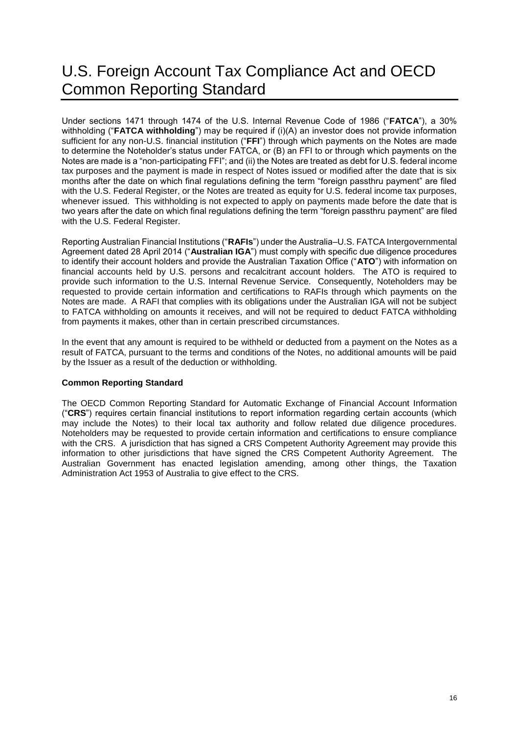# U.S. Foreign Account Tax Compliance Act and OECD Common Reporting Standard

Under sections 1471 through 1474 of the U.S. Internal Revenue Code of 1986 ("**FATCA**"), a 30% withholding ("**FATCA withholding**") may be required if (i)(A) an investor does not provide information sufficient for any non-U.S. financial institution ("**FFI**") through which payments on the Notes are made to determine the Noteholder's status under FATCA, or (B) an FFI to or through which payments on the Notes are made is a "non-participating FFI"; and (ii) the Notes are treated as debt for U.S. federal income tax purposes and the payment is made in respect of Notes issued or modified after the date that is six months after the date on which final regulations defining the term "foreign passthru payment" are filed with the U.S. Federal Register, or the Notes are treated as equity for U.S. federal income tax purposes, whenever issued. This withholding is not expected to apply on payments made before the date that is two years after the date on which final regulations defining the term "foreign passthru payment" are filed with the U.S. Federal Register.

Reporting Australian Financial Institutions ("**RAFIs**") under the Australia–U.S. FATCA Intergovernmental Agreement dated 28 April 2014 ("**Australian IGA**") must comply with specific due diligence procedures to identify their account holders and provide the Australian Taxation Office ("**ATO**") with information on financial accounts held by U.S. persons and recalcitrant account holders. The ATO is required to provide such information to the U.S. Internal Revenue Service. Consequently, Noteholders may be requested to provide certain information and certifications to RAFIs through which payments on the Notes are made. A RAFI that complies with its obligations under the Australian IGA will not be subject to FATCA withholding on amounts it receives, and will not be required to deduct FATCA withholding from payments it makes, other than in certain prescribed circumstances.

In the event that any amount is required to be withheld or deducted from a payment on the Notes as a result of FATCA, pursuant to the terms and conditions of the Notes, no additional amounts will be paid by the Issuer as a result of the deduction or withholding.

**Common Reporting Standard**

The OECD Common Reporting Standard for Automatic Exchange of Financial Account Information ("**CRS**") requires certain financial institutions to report information regarding certain accounts (which may include the Notes) to their local tax authority and follow related due diligence procedures. Noteholders may be requested to provide certain information and certifications to ensure compliance with the CRS. A jurisdiction that has signed a CRS Competent Authority Agreement may provide this information to other jurisdictions that have signed the CRS Competent Authority Agreement. The Australian Government has enacted legislation amending, among other things, the Taxation Administration Act 1953 of Australia to give effect to the CRS.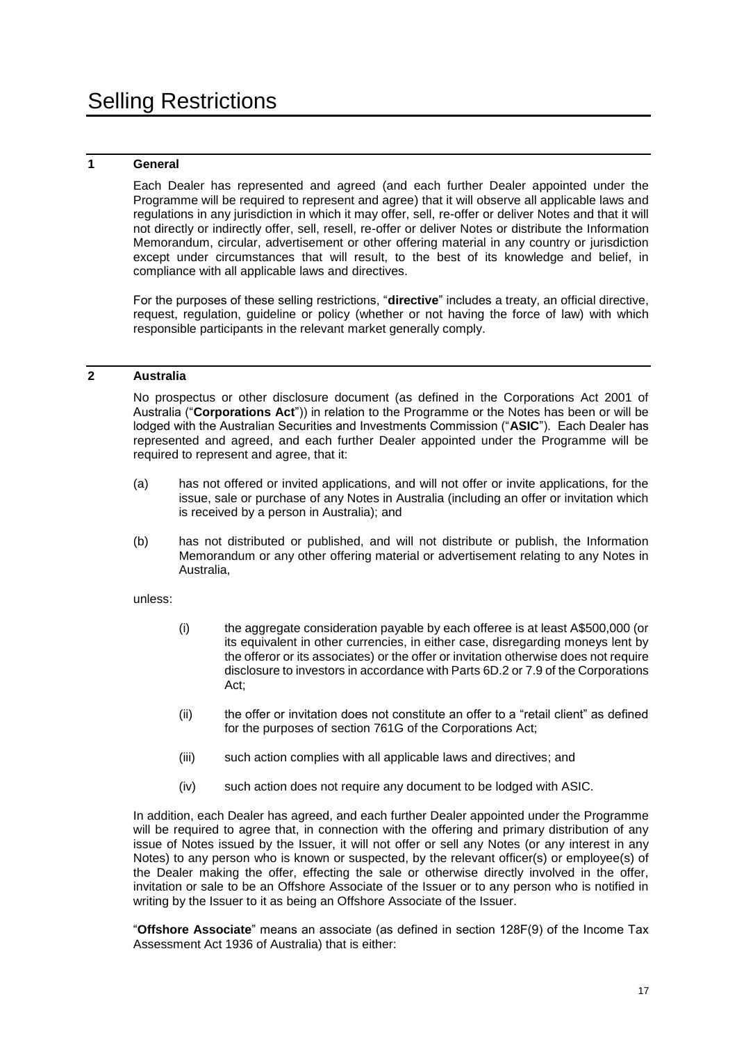# Selling Restrictions

## 1 General

Each Dealer has represented and agreed (and each further Dealer appointed under the Programme will be required to represent and agree) that it will observe all applicable laws and regulations in any jurisdiction in which it may offer, sell, re-offer or deliver Notes and that it will not directly or indirectly offer, sell, resell, re-offer or deliver Notes or distribute the Information Memorandum, circular, advertisement or other offering material in any country or jurisdiction except under circumstances that will result, to the best of its knowledge and belief, in compliance with all applicable laws and directives.

For the purposes of these selling restrictions, "**directive**" includes a treaty, an official directive, request, regulation, guideline or policy (whether or not having the force of law) with which responsible participants in the relevant market generally comply.

## 2 Australia

No prospectus or other disclosure document (as defined in the Corporations Act 2001 of Australia ("**Corporations Act**")) in relation to the Programme or the Notes has been or will be lodged with the Australian Securities and Investments Commission ("**ASIC**"). Each Dealer has represented and agreed, and each further Dealer appointed under the Programme will be required to represent and agree, that it:

(a) has not offered or invited applications, and will not offer or invite applications, for the issue, sale or purchase of any Notes in Australia (including an offer or invitation which is received by a person in Australia); and

(b) has not distributed or published, and will not distribute or publish, the Information Memorandum or any other offering material or advertisement relating to any Notes in Australia,

unless:

(i) the aggregate consideration payable by each offeree is at least A$500,000 (or its equivalent in other currencies, in either case, disregarding moneys lent by the offeror or its associates) or the offer or invitation otherwise does not require disclosure to investors in accordance with Parts 6D.2 or 7.9 of the Corporations Act;

(ii) the offer or invitation does not constitute an offer to a "retail client" as defined for the purposes of section 761G of the Corporations Act;

(iii) such action complies with all applicable laws and directives; and

(iv) such action does not require any document to be lodged with ASIC.

In addition, each Dealer has agreed, and each further Dealer appointed under the Programme will be required to agree that, in connection with the offering and primary distribution of any issue of Notes issued by the Issuer, it will not offer or sell any Notes (or any interest in any Notes) to any person who is known or suspected, by the relevant officer(s) or employee(s) of the Dealer making the offer, effecting the sale or otherwise directly involved in the offer, invitation or sale to be an Offshore Associate of the Issuer or to any person who is notified in writing by the Issuer to it as being an Offshore Associate of the Issuer.

"**Offshore Associate**" means an associate (as defined in section 128F(9) of the Income Tax Assessment Act 1936 of Australia) that is either: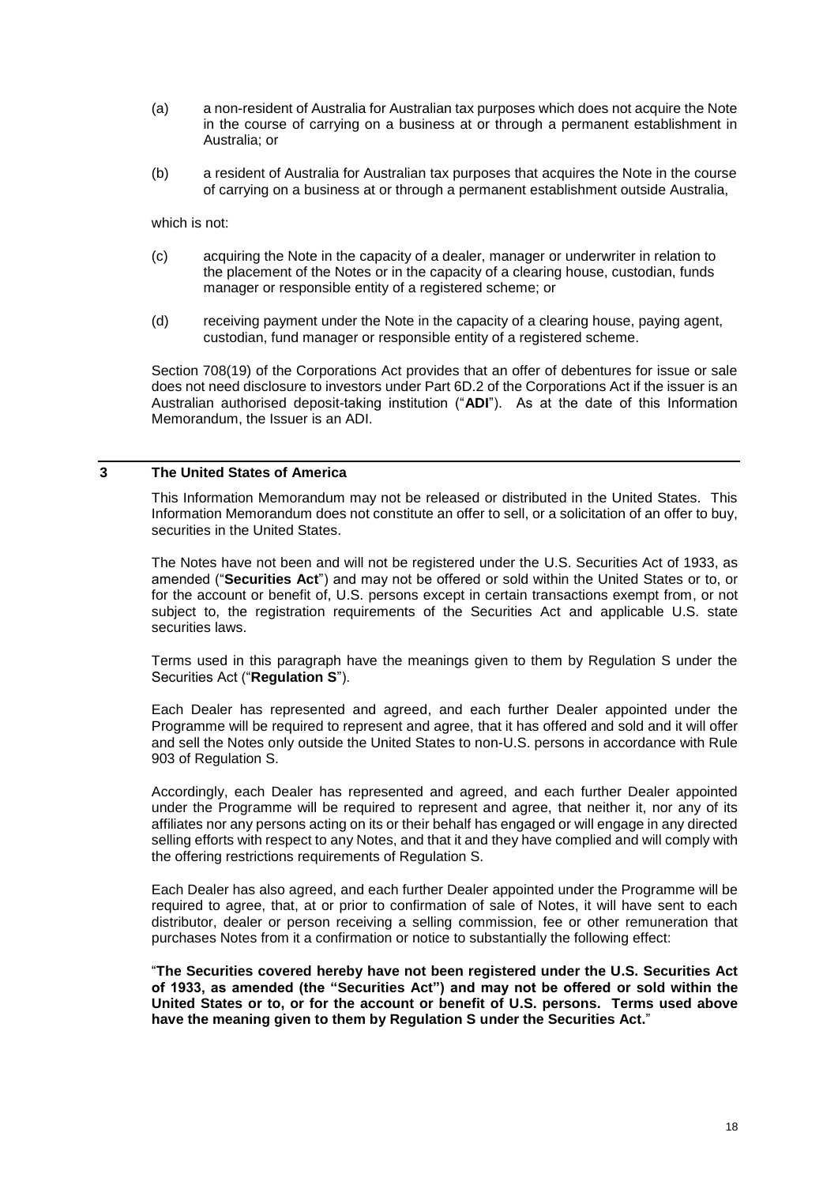(a) a non-resident of Australia for Australian tax purposes which does not acquire the Note in the course of carrying on a business at or through a permanent establishment in Australia; or

(b) a resident of Australia for Australian tax purposes that acquires the Note in the course of carrying on a business at or through a permanent establishment outside Australia,

which is not:

(c) acquiring the Note in the capacity of a dealer, manager or underwriter in relation to the placement of the Notes or in the capacity of a clearing house, custodian, funds manager or responsible entity of a registered scheme; or

(d) receiving payment under the Note in the capacity of a clearing house, paying agent, custodian, fund manager or responsible entity of a registered scheme.

Section 708(19) of the Corporations Act provides that an offer of debentures for issue or sale does not need disclosure to investors under Part 6D.2 of the Corporations Act if the issuer is an Australian authorised deposit-taking institution ("**ADI**"). As at the date of this Information Memorandum, the Issuer is an ADI.

## 3 The United States of America

This Information Memorandum may not be released or distributed in the United States. This Information Memorandum does not constitute an offer to sell, or a solicitation of an offer to buy, securities in the United States.

The Notes have not been and will not be registered under the U.S. Securities Act of 1933, as amended ("**Securities Act**") and may not be offered or sold within the United States or to, or for the account or benefit of, U.S. persons except in certain transactions exempt from, or not subject to, the registration requirements of the Securities Act and applicable U.S. state securities laws.

Terms used in this paragraph have the meanings given to them by Regulation S under the Securities Act ("**Regulation S**").

Each Dealer has represented and agreed, and each further Dealer appointed under the Programme will be required to represent and agree, that it has offered and sold and it will offer and sell the Notes only outside the United States to non-U.S. persons in accordance with Rule 903 of Regulation S.

Accordingly, each Dealer has represented and agreed, and each further Dealer appointed under the Programme will be required to represent and agree, that neither it, nor any of its affiliates nor any persons acting on its or their behalf has engaged or will engage in any directed selling efforts with respect to any Notes, and that it and they have complied and will comply with the offering restrictions requirements of Regulation S.

Each Dealer has also agreed, and each further Dealer appointed under the Programme will be required to agree, that, at or prior to confirmation of sale of Notes, it will have sent to each distributor, dealer or person receiving a selling commission, fee or other remuneration that purchases Notes from it a confirmation or notice to substantially the following effect:

"**The Securities covered hereby have not been registered under the U.S. Securities Act of 1933, as amended (the "Securities Act") and may not be offered or sold within the United States or to, or for the account or benefit of, U.S. persons. Terms used above have the meaning given to them by Regulation S under the Securities Act.**"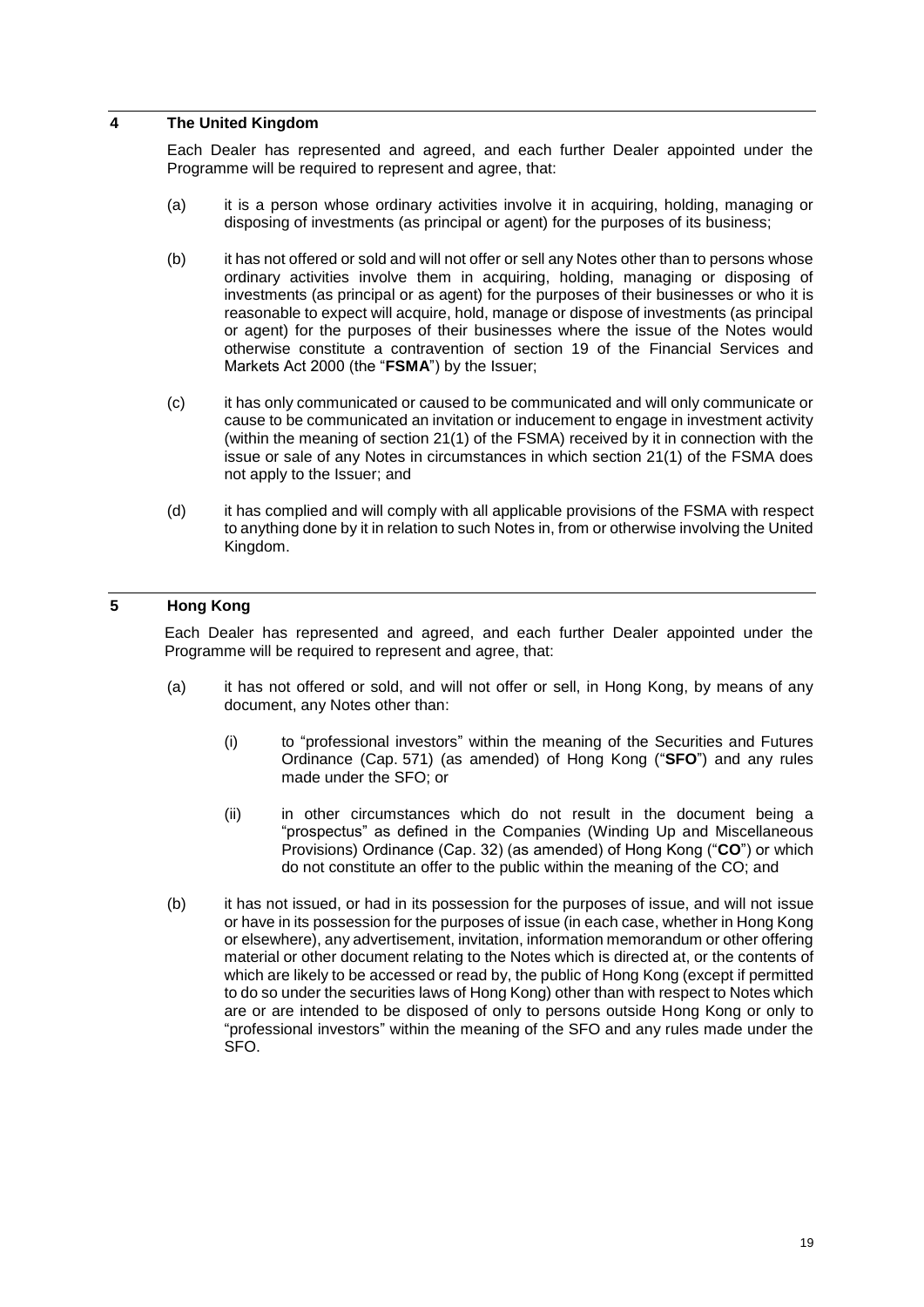## 4 The United Kingdom

Each Dealer has represented and agreed, and each further Dealer appointed under the Programme will be required to represent and agree, that:

(a) it is a person whose ordinary activities involve it in acquiring, holding, managing or disposing of investments (as principal or agent) for the purposes of its business;

(b) it has not offered or sold and will not offer or sell any Notes other than to persons whose ordinary activities involve them in acquiring, holding, managing or disposing of investments (as principal or as agent) for the purposes of their businesses or who it is reasonable to expect will acquire, hold, manage or dispose of investments (as principal or agent) for the purposes of their businesses where the issue of the Notes would otherwise constitute a contravention of section 19 of the Financial Services and Markets Act 2000 (the "**FSMA**") by the Issuer;

(c) it has only communicated or caused to be communicated and will only communicate or cause to be communicated an invitation or inducement to engage in investment activity (within the meaning of section 21(1) of the FSMA) received by it in connection with the issue or sale of any Notes in circumstances in which section 21(1) of the FSMA does not apply to the Issuer; and

(d) it has complied and will comply with all applicable provisions of the FSMA with respect to anything done by it in relation to such Notes in, from or otherwise involving the United Kingdom.

## 5 Hong Kong

Each Dealer has represented and agreed, and each further Dealer appointed under the Programme will be required to represent and agree, that:

(a) it has not offered or sold, and will not offer or sell, in Hong Kong, by means of any document, any Notes other than:

  (i) to "professional investors" within the meaning of the Securities and Futures Ordinance (Cap. 571) (as amended) of Hong Kong ("**SFO**") and any rules made under the SFO; or

  (ii) in other circumstances which do not result in the document being a "prospectus" as defined in the Companies (Winding Up and Miscellaneous Provisions) Ordinance (Cap. 32) (as amended) of Hong Kong ("**CO**") or which do not constitute an offer to the public within the meaning of the CO; and

(b) it has not issued, or had in its possession for the purposes of issue, and will not issue or have in its possession for the purposes of issue (in each case, whether in Hong Kong or elsewhere), any advertisement, invitation, information memorandum or other offering material or other document relating to the Notes which is directed at, or the contents of which are likely to be accessed or read by, the public of Hong Kong (except if permitted to do so under the securities laws of Hong Kong) other than with respect to Notes which are or are intended to be disposed of only to persons outside Hong Kong or only to "professional investors" within the meaning of the SFO and any rules made under the SFO.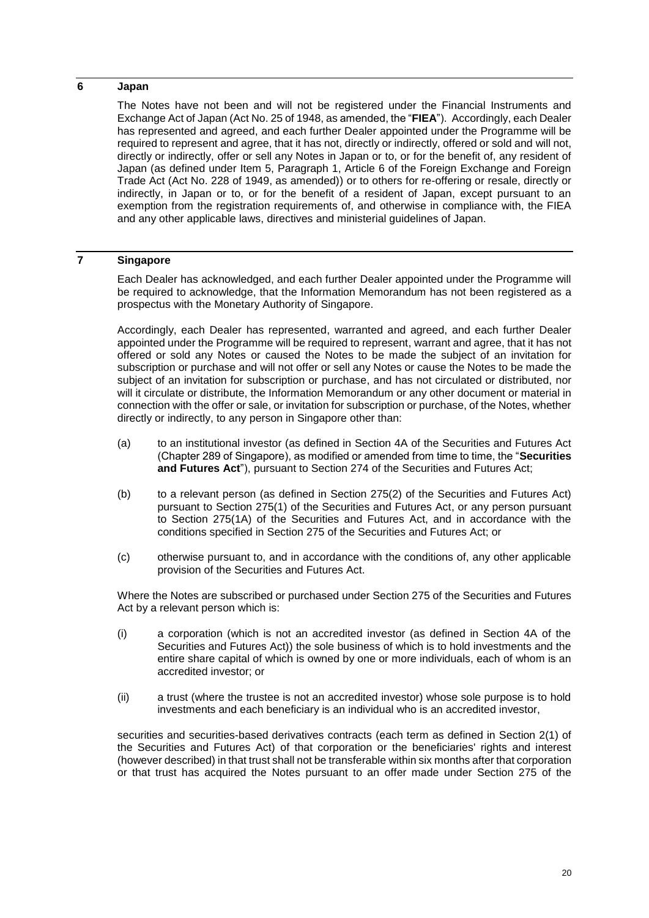## 6 Japan

The Notes have not been and will not be registered under the Financial Instruments and Exchange Act of Japan (Act No. 25 of 1948, as amended, the "**FIEA**"). Accordingly, each Dealer has represented and agreed, and each further Dealer appointed under the Programme will be required to represent and agree, that it has not, directly or indirectly, offered or sold and will not, directly or indirectly, offer or sell any Notes in Japan or to, or for the benefit of, any resident of Japan (as defined under Item 5, Paragraph 1, Article 6 of the Foreign Exchange and Foreign Trade Act (Act No. 228 of 1949, as amended)) or to others for re-offering or resale, directly or indirectly, in Japan or to, or for the benefit of a resident of Japan, except pursuant to an exemption from the registration requirements of, and otherwise in compliance with, the FIEA and any other applicable laws, directives and ministerial guidelines of Japan.

## 7 Singapore

Each Dealer has acknowledged, and each further Dealer appointed under the Programme will be required to acknowledge, that the Information Memorandum has not been registered as a prospectus with the Monetary Authority of Singapore.

Accordingly, each Dealer has represented, warranted and agreed, and each further Dealer appointed under the Programme will be required to represent, warrant and agree, that it has not offered or sold any Notes or caused the Notes to be made the subject of an invitation for subscription or purchase and will not offer or sell any Notes or cause the Notes to be made the subject of an invitation for subscription or purchase, and has not circulated or distributed, nor will it circulate or distribute, the Information Memorandum or any other document or material in connection with the offer or sale, or invitation for subscription or purchase, of the Notes, whether directly or indirectly, to any person in Singapore other than:

(a) to an institutional investor (as defined in Section 4A of the Securities and Futures Act (Chapter 289 of Singapore), as modified or amended from time to time, the "**Securities and Futures Act**"), pursuant to Section 274 of the Securities and Futures Act;

(b) to a relevant person (as defined in Section 275(2) of the Securities and Futures Act) pursuant to Section 275(1) of the Securities and Futures Act, or any person pursuant to Section 275(1A) of the Securities and Futures Act, and in accordance with the conditions specified in Section 275 of the Securities and Futures Act; or

(c) otherwise pursuant to, and in accordance with the conditions of, any other applicable provision of the Securities and Futures Act.

Where the Notes are subscribed or purchased under Section 275 of the Securities and Futures Act by a relevant person which is:

(i) a corporation (which is not an accredited investor (as defined in Section 4A of the Securities and Futures Act)) the sole business of which is to hold investments and the entire share capital of which is owned by one or more individuals, each of whom is an accredited investor; or

(ii) a trust (where the trustee is not an accredited investor) whose sole purpose is to hold investments and each beneficiary is an individual who is an accredited investor,

securities and securities-based derivatives contracts (each term as defined in Section 2(1) of the Securities and Futures Act) of that corporation or the beneficiaries' rights and interest (however described) in that trust shall not be transferable within six months after that corporation or that trust has acquired the Notes pursuant to an offer made under Section 275 of the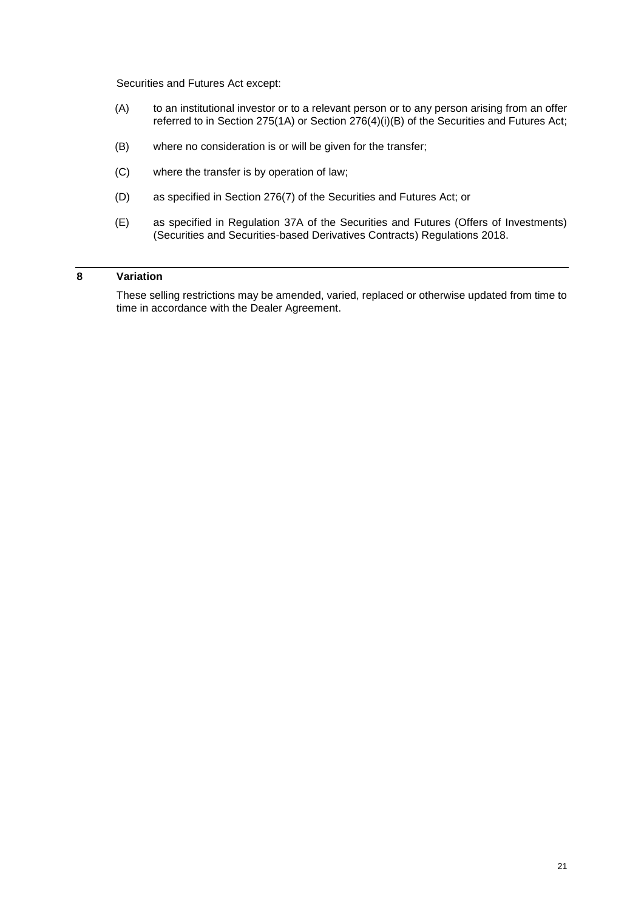Securities and Futures Act except:

(A) to an institutional investor or to a relevant person or to any person arising from an offer referred to in Section 275(1A) or Section 276(4)(i)(B) of the Securities and Futures Act;

(B) where no consideration is or will be given for the transfer;

(C) where the transfer is by operation of law;

(D) as specified in Section 276(7) of the Securities and Futures Act; or

(E) as specified in Regulation 37A of the Securities and Futures (Offers of Investments) (Securities and Securities-based Derivatives Contracts) Regulations 2018.

## 8 Variation

These selling restrictions may be amended, varied, replaced or otherwise updated from time to time in accordance with the Dealer Agreement.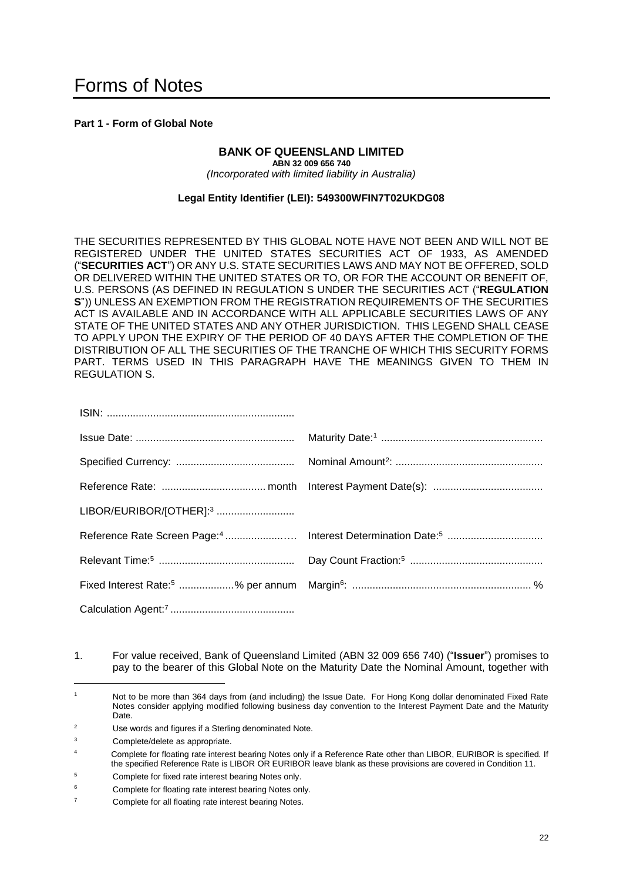# Forms of Notes

**Part 1 - Form of Global Note**

**BANK OF QUEENSLAND LIMITED**
**ABN 32 009 656 740**
*(Incorporated with limited liability in Australia)*

**Legal Entity Identifier (LEI): 549300WFIN7T02UKDG08**

THE SECURITIES REPRESENTED BY THIS GLOBAL NOTE HAVE NOT BEEN AND WILL NOT BE REGISTERED UNDER THE UNITED STATES SECURITIES ACT OF 1933, AS AMENDED ("**SECURITIES ACT**") OR ANY U.S. STATE SECURITIES LAWS AND MAY NOT BE OFFERED, SOLD OR DELIVERED WITHIN THE UNITED STATES OR TO, OR FOR THE ACCOUNT OR BENEFIT OF, U.S. PERSONS (AS DEFINED IN REGULATION S UNDER THE SECURITIES ACT ("**REGULATION S**")) UNLESS AN EXEMPTION FROM THE REGISTRATION REQUIREMENTS OF THE SECURITIES ACT IS AVAILABLE AND IN ACCORDANCE WITH ALL APPLICABLE SECURITIES LAWS OF ANY STATE OF THE UNITED STATES AND ANY OTHER JURISDICTION. THIS LEGEND SHALL CEASE TO APPLY UPON THE EXPIRY OF THE PERIOD OF 40 DAYS AFTER THE COMPLETION OF THE DISTRIBUTION OF ALL THE SECURITIES OF THE TRANCHE OF WHICH THIS SECURITY FORMS PART. TERMS USED IN THIS PARAGRAPH HAVE THE MEANINGS GIVEN TO THEM IN REGULATION S.

| | |
|---|---|
| ISIN: ................................................................ | |
| Issue Date: ...................................................... | Maturity Date:[1] ....................................................... |
| Specified Currency: ........................................ | Nominal Amount[2]: .................................................. |
| Reference Rate: .................................... month | Interest Payment Date(s): ..................................... |
| LIBOR/EURIBOR/[OTHER]:[3] .......................... | |
| Reference Rate Screen Page:[4] ....................…. | Interest Determination Date:[5] ................................ |
| Relevant Time:[5] .............................................. | Day Count Fraction:[5] ............................................. |
| Fixed Interest Rate:[5] ..................% per annum | Margin[6]: ............................................................. % |
| Calculation Agent:[7] .......................................... | |

1. For value received, Bank of Queensland Limited (ABN 32 009 656 740) ("**Issuer**") promises to pay to the bearer of this Global Note on the Maturity Date the Nominal Amount, together with

---

[1] Not to be more than 364 days from (and including) the Issue Date. For Hong Kong dollar denominated Fixed Rate Notes consider applying modified following business day convention to the Interest Payment Date and the Maturity Date.

[2] Use words and figures if a Sterling denominated Note.

[3] Complete/delete as appropriate.

[4] Complete for floating rate interest bearing Notes only if a Reference Rate other than LIBOR, EURIBOR is specified. If the specified Reference Rate is LIBOR OR EURIBOR leave blank as these provisions are covered in Condition 11.

[5] Complete for fixed rate interest bearing Notes only.

[6] Complete for floating rate interest bearing Notes only.

[7] Complete for all floating rate interest bearing Notes.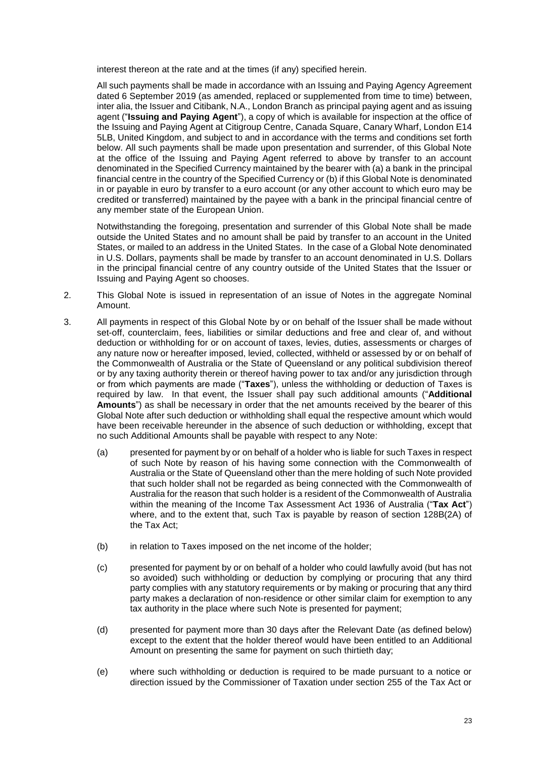interest thereon at the rate and at the times (if any) specified herein.

All such payments shall be made in accordance with an Issuing and Paying Agency Agreement dated 6 September 2019 (as amended, replaced or supplemented from time to time) between, inter alia, the Issuer and Citibank, N.A., London Branch as principal paying agent and as issuing agent ("**Issuing and Paying Agent**"), a copy of which is available for inspection at the office of the Issuing and Paying Agent at Citigroup Centre, Canada Square, Canary Wharf, London E14 5LB, United Kingdom, and subject to and in accordance with the terms and conditions set forth below. All such payments shall be made upon presentation and surrender, of this Global Note at the office of the Issuing and Paying Agent referred to above by transfer to an account denominated in the Specified Currency maintained by the bearer with (a) a bank in the principal financial centre in the country of the Specified Currency or (b) if this Global Note is denominated in or payable in euro by transfer to a euro account (or any other account to which euro may be credited or transferred) maintained by the payee with a bank in the principal financial centre of any member state of the European Union.

Notwithstanding the foregoing, presentation and surrender of this Global Note shall be made outside the United States and no amount shall be paid by transfer to an account in the United States, or mailed to an address in the United States. In the case of a Global Note denominated in U.S. Dollars, payments shall be made by transfer to an account denominated in U.S. Dollars in the principal financial centre of any country outside of the United States that the Issuer or Issuing and Paying Agent so chooses.

2. This Global Note is issued in representation of an issue of Notes in the aggregate Nominal Amount.

3. All payments in respect of this Global Note by or on behalf of the Issuer shall be made without set-off, counterclaim, fees, liabilities or similar deductions and free and clear of, and without deduction or withholding for or on account of taxes, levies, duties, assessments or charges of any nature now or hereafter imposed, levied, collected, withheld or assessed by or on behalf of the Commonwealth of Australia or the State of Queensland or any political subdivision thereof or by any taxing authority therein or thereof having power to tax and/or any jurisdiction through or from which payments are made ("**Taxes**"), unless the withholding or deduction of Taxes is required by law. In that event, the Issuer shall pay such additional amounts ("**Additional Amounts**") as shall be necessary in order that the net amounts received by the bearer of this Global Note after such deduction or withholding shall equal the respective amount which would have been receivable hereunder in the absence of such deduction or withholding, except that no such Additional Amounts shall be payable with respect to any Note:

   (a) presented for payment by or on behalf of a holder who is liable for such Taxes in respect of such Note by reason of his having some connection with the Commonwealth of Australia or the State of Queensland other than the mere holding of such Note provided that such holder shall not be regarded as being connected with the Commonwealth of Australia for the reason that such holder is a resident of the Commonwealth of Australia within the meaning of the Income Tax Assessment Act 1936 of Australia ("**Tax Act**") where, and to the extent that, such Tax is payable by reason of section 128B(2A) of the Tax Act;

   (b) in relation to Taxes imposed on the net income of the holder;

   (c) presented for payment by or on behalf of a holder who could lawfully avoid (but has not so avoided) such withholding or deduction by complying or procuring that any third party complies with any statutory requirements or by making or procuring that any third party makes a declaration of non-residence or other similar claim for exemption to any tax authority in the place where such Note is presented for payment;

   (d) presented for payment more than 30 days after the Relevant Date (as defined below) except to the extent that the holder thereof would have been entitled to an Additional Amount on presenting the same for payment on such thirtieth day;

   (e) where such withholding or deduction is required to be made pursuant to a notice or direction issued by the Commissioner of Taxation under section 255 of the Tax Act or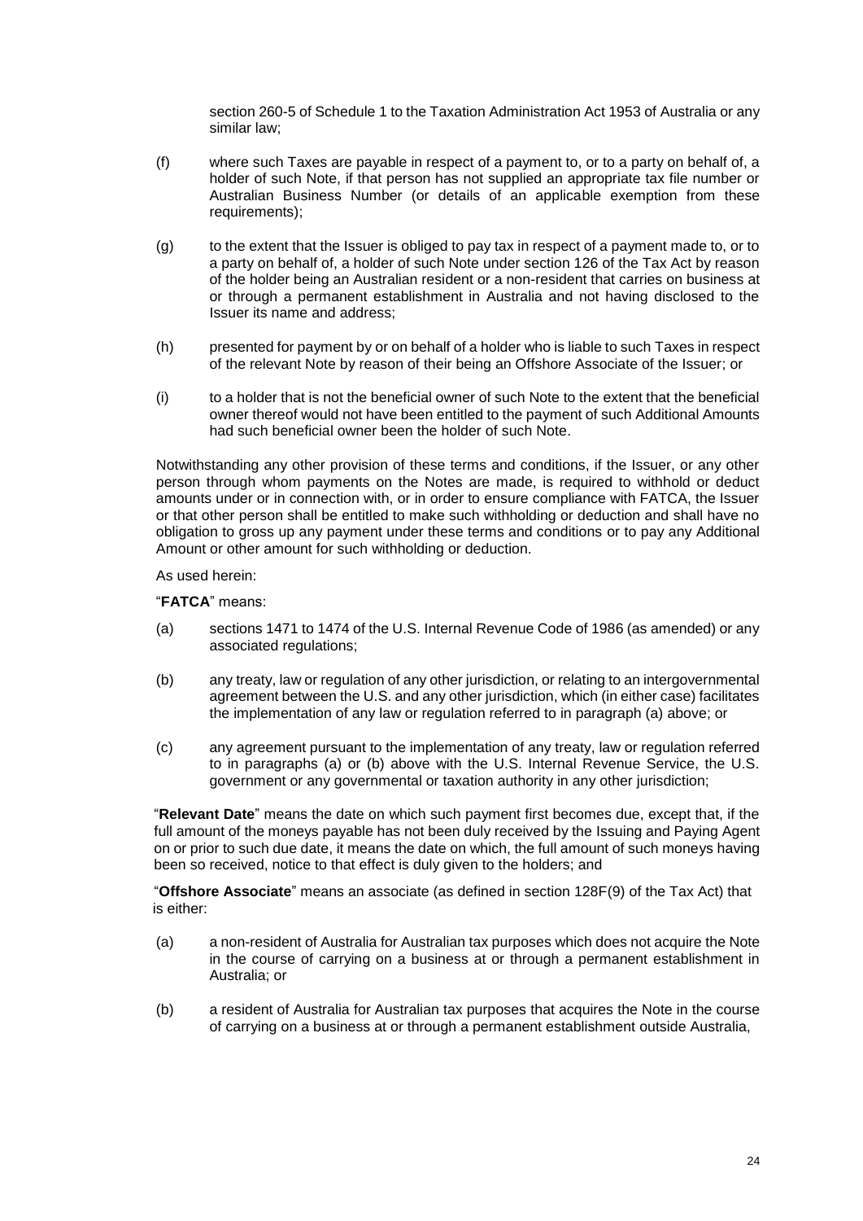section 260-5 of Schedule 1 to the Taxation Administration Act 1953 of Australia or any similar law;

(f) where such Taxes are payable in respect of a payment to, or to a party on behalf of, a holder of such Note, if that person has not supplied an appropriate tax file number or Australian Business Number (or details of an applicable exemption from these requirements);

(g) to the extent that the Issuer is obliged to pay tax in respect of a payment made to, or to a party on behalf of, a holder of such Note under section 126 of the Tax Act by reason of the holder being an Australian resident or a non-resident that carries on business at or through a permanent establishment in Australia and not having disclosed to the Issuer its name and address;

(h) presented for payment by or on behalf of a holder who is liable to such Taxes in respect of the relevant Note by reason of their being an Offshore Associate of the Issuer; or

(i) to a holder that is not the beneficial owner of such Note to the extent that the beneficial owner thereof would not have been entitled to the payment of such Additional Amounts had such beneficial owner been the holder of such Note.

Notwithstanding any other provision of these terms and conditions, if the Issuer, or any other person through whom payments on the Notes are made, is required to withhold or deduct amounts under or in connection with, or in order to ensure compliance with FATCA, the Issuer or that other person shall be entitled to make such withholding or deduction and shall have no obligation to gross up any payment under these terms and conditions or to pay any Additional Amount or other amount for such withholding or deduction.

As used herein:

"**FATCA**" means:

(a) sections 1471 to 1474 of the U.S. Internal Revenue Code of 1986 (as amended) or any associated regulations;

(b) any treaty, law or regulation of any other jurisdiction, or relating to an intergovernmental agreement between the U.S. and any other jurisdiction, which (in either case) facilitates the implementation of any law or regulation referred to in paragraph (a) above; or

(c) any agreement pursuant to the implementation of any treaty, law or regulation referred to in paragraphs (a) or (b) above with the U.S. Internal Revenue Service, the U.S. government or any governmental or taxation authority in any other jurisdiction;

"**Relevant Date**" means the date on which such payment first becomes due, except that, if the full amount of the moneys payable has not been duly received by the Issuing and Paying Agent on or prior to such due date, it means the date on which, the full amount of such moneys having been so received, notice to that effect is duly given to the holders; and

"**Offshore Associate**" means an associate (as defined in section 128F(9) of the Tax Act) that is either:

(a) a non-resident of Australia for Australian tax purposes which does not acquire the Note in the course of carrying on a business at or through a permanent establishment in Australia; or

(b) a resident of Australia for Australian tax purposes that acquires the Note in the course of carrying on a business at or through a permanent establishment outside Australia,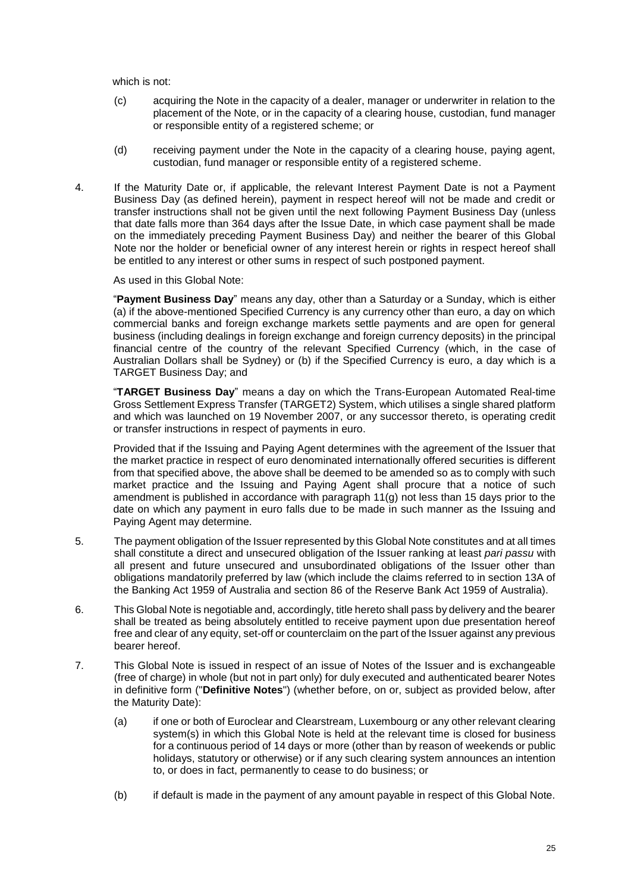which is not:

(c) acquiring the Note in the capacity of a dealer, manager or underwriter in relation to the placement of the Note, or in the capacity of a clearing house, custodian, fund manager or responsible entity of a registered scheme; or

(d) receiving payment under the Note in the capacity of a clearing house, paying agent, custodian, fund manager or responsible entity of a registered scheme.

4. If the Maturity Date or, if applicable, the relevant Interest Payment Date is not a Payment Business Day (as defined herein), payment in respect hereof will not be made and credit or transfer instructions shall not be given until the next following Payment Business Day (unless that date falls more than 364 days after the Issue Date, in which case payment shall be made on the immediately preceding Payment Business Day) and neither the bearer of this Global Note nor the holder or beneficial owner of any interest herein or rights in respect hereof shall be entitled to any interest or other sums in respect of such postponed payment.

   As used in this Global Note:

   "**Payment Business Day**" means any day, other than a Saturday or a Sunday, which is either (a) if the above-mentioned Specified Currency is any currency other than euro, a day on which commercial banks and foreign exchange markets settle payments and are open for general business (including dealings in foreign exchange and foreign currency deposits) in the principal financial centre of the country of the relevant Specified Currency (which, in the case of Australian Dollars shall be Sydney) or (b) if the Specified Currency is euro, a day which is a TARGET Business Day; and

   "**TARGET Business Day**" means a day on which the Trans-European Automated Real-time Gross Settlement Express Transfer (TARGET2) System, which utilises a single shared platform and which was launched on 19 November 2007, or any successor thereto, is operating credit or transfer instructions in respect of payments in euro.

   Provided that if the Issuing and Paying Agent determines with the agreement of the Issuer that the market practice in respect of euro denominated internationally offered securities is different from that specified above, the above shall be deemed to be amended so as to comply with such market practice and the Issuing and Paying Agent shall procure that a notice of such amendment is published in accordance with paragraph 11(g) not less than 15 days prior to the date on which any payment in euro falls due to be made in such manner as the Issuing and Paying Agent may determine.

5. The payment obligation of the Issuer represented by this Global Note constitutes and at all times shall constitute a direct and unsecured obligation of the Issuer ranking at least *pari passu* with all present and future unsecured and unsubordinated obligations of the Issuer other than obligations mandatorily preferred by law (which include the claims referred to in section 13A of the Banking Act 1959 of Australia and section 86 of the Reserve Bank Act 1959 of Australia).

6. This Global Note is negotiable and, accordingly, title hereto shall pass by delivery and the bearer shall be treated as being absolutely entitled to receive payment upon due presentation hereof free and clear of any equity, set-off or counterclaim on the part of the Issuer against any previous bearer hereof.

7. This Global Note is issued in respect of an issue of Notes of the Issuer and is exchangeable (free of charge) in whole (but not in part only) for duly executed and authenticated bearer Notes in definitive form ("**Definitive Notes**") (whether before, on or, subject as provided below, after the Maturity Date):

   (a) if one or both of Euroclear and Clearstream, Luxembourg or any other relevant clearing system(s) in which this Global Note is held at the relevant time is closed for business for a continuous period of 14 days or more (other than by reason of weekends or public holidays, statutory or otherwise) or if any such clearing system announces an intention to, or does in fact, permanently to cease to do business; or

   (b) if default is made in the payment of any amount payable in respect of this Global Note.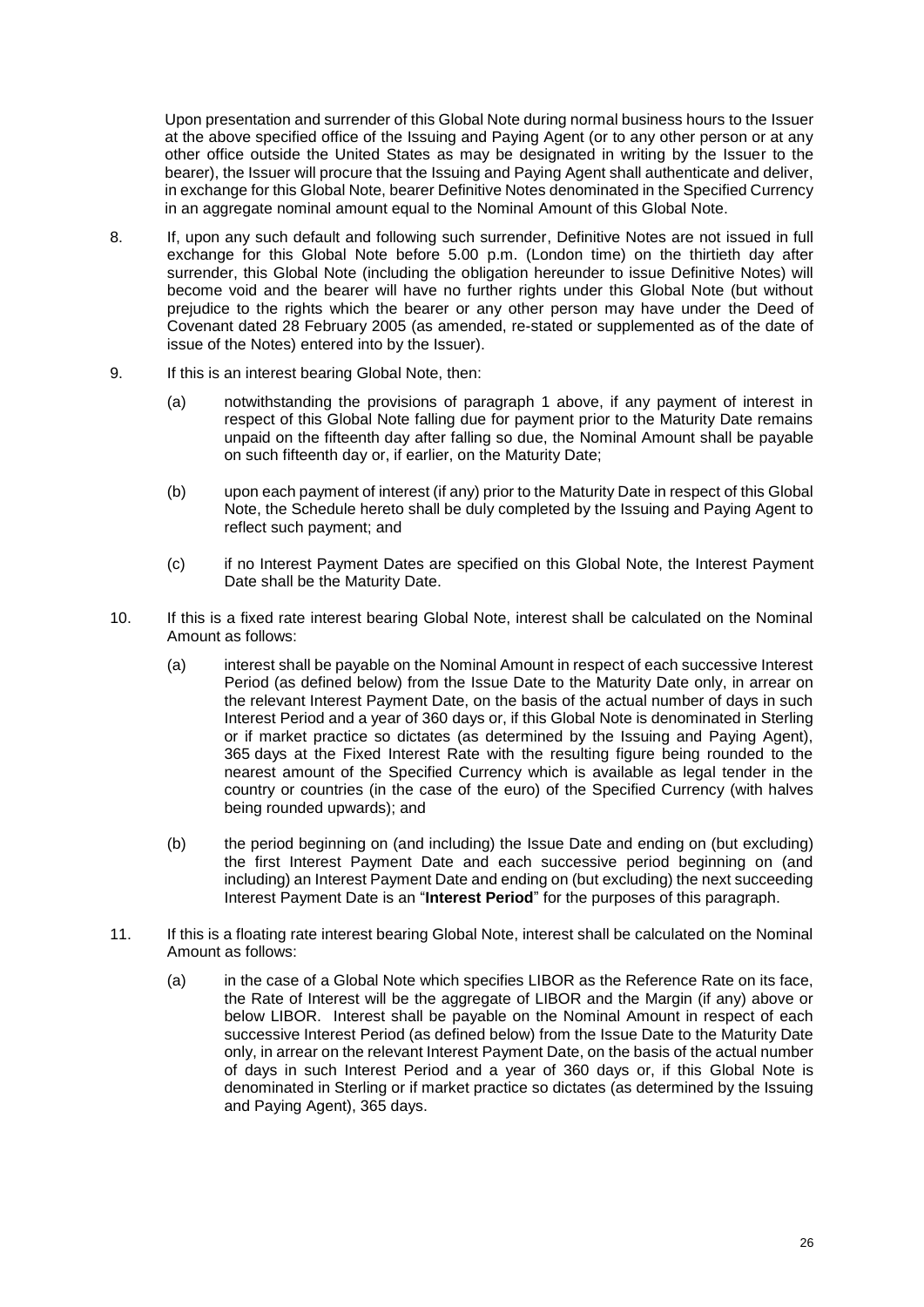Upon presentation and surrender of this Global Note during normal business hours to the Issuer at the above specified office of the Issuing and Paying Agent (or to any other person or at any other office outside the United States as may be designated in writing by the Issuer to the bearer), the Issuer will procure that the Issuing and Paying Agent shall authenticate and deliver, in exchange for this Global Note, bearer Definitive Notes denominated in the Specified Currency in an aggregate nominal amount equal to the Nominal Amount of this Global Note.

8. If, upon any such default and following such surrender, Definitive Notes are not issued in full exchange for this Global Note before 5.00 p.m. (London time) on the thirtieth day after surrender, this Global Note (including the obligation hereunder to issue Definitive Notes) will become void and the bearer will have no further rights under this Global Note (but without prejudice to the rights which the bearer or any other person may have under the Deed of Covenant dated 28 February 2005 (as amended, re-stated or supplemented as of the date of issue of the Notes) entered into by the Issuer).

9. If this is an interest bearing Global Note, then:

   (a) notwithstanding the provisions of paragraph 1 above, if any payment of interest in respect of this Global Note falling due for payment prior to the Maturity Date remains unpaid on the fifteenth day after falling so due, the Nominal Amount shall be payable on such fifteenth day or, if earlier, on the Maturity Date;

   (b) upon each payment of interest (if any) prior to the Maturity Date in respect of this Global Note, the Schedule hereto shall be duly completed by the Issuing and Paying Agent to reflect such payment; and

   (c) if no Interest Payment Dates are specified on this Global Note, the Interest Payment Date shall be the Maturity Date.

10. If this is a fixed rate interest bearing Global Note, interest shall be calculated on the Nominal Amount as follows:

    (a) interest shall be payable on the Nominal Amount in respect of each successive Interest Period (as defined below) from the Issue Date to the Maturity Date only, in arrear on the relevant Interest Payment Date, on the basis of the actual number of days in such Interest Period and a year of 360 days or, if this Global Note is denominated in Sterling or if market practice so dictates (as determined by the Issuing and Paying Agent), 365 days at the Fixed Interest Rate with the resulting figure being rounded to the nearest amount of the Specified Currency which is available as legal tender in the country or countries (in the case of the euro) of the Specified Currency (with halves being rounded upwards); and

    (b) the period beginning on (and including) the Issue Date and ending on (but excluding) the first Interest Payment Date and each successive period beginning on (and including) an Interest Payment Date and ending on (but excluding) the next succeeding Interest Payment Date is an "**Interest Period**" for the purposes of this paragraph.

11. If this is a floating rate interest bearing Global Note, interest shall be calculated on the Nominal Amount as follows:

    (a) in the case of a Global Note which specifies LIBOR as the Reference Rate on its face, the Rate of Interest will be the aggregate of LIBOR and the Margin (if any) above or below LIBOR. Interest shall be payable on the Nominal Amount in respect of each successive Interest Period (as defined below) from the Issue Date to the Maturity Date only, in arrear on the relevant Interest Payment Date, on the basis of the actual number of days in such Interest Period and a year of 360 days or, if this Global Note is denominated in Sterling or if market practice so dictates (as determined by the Issuing and Paying Agent), 365 days.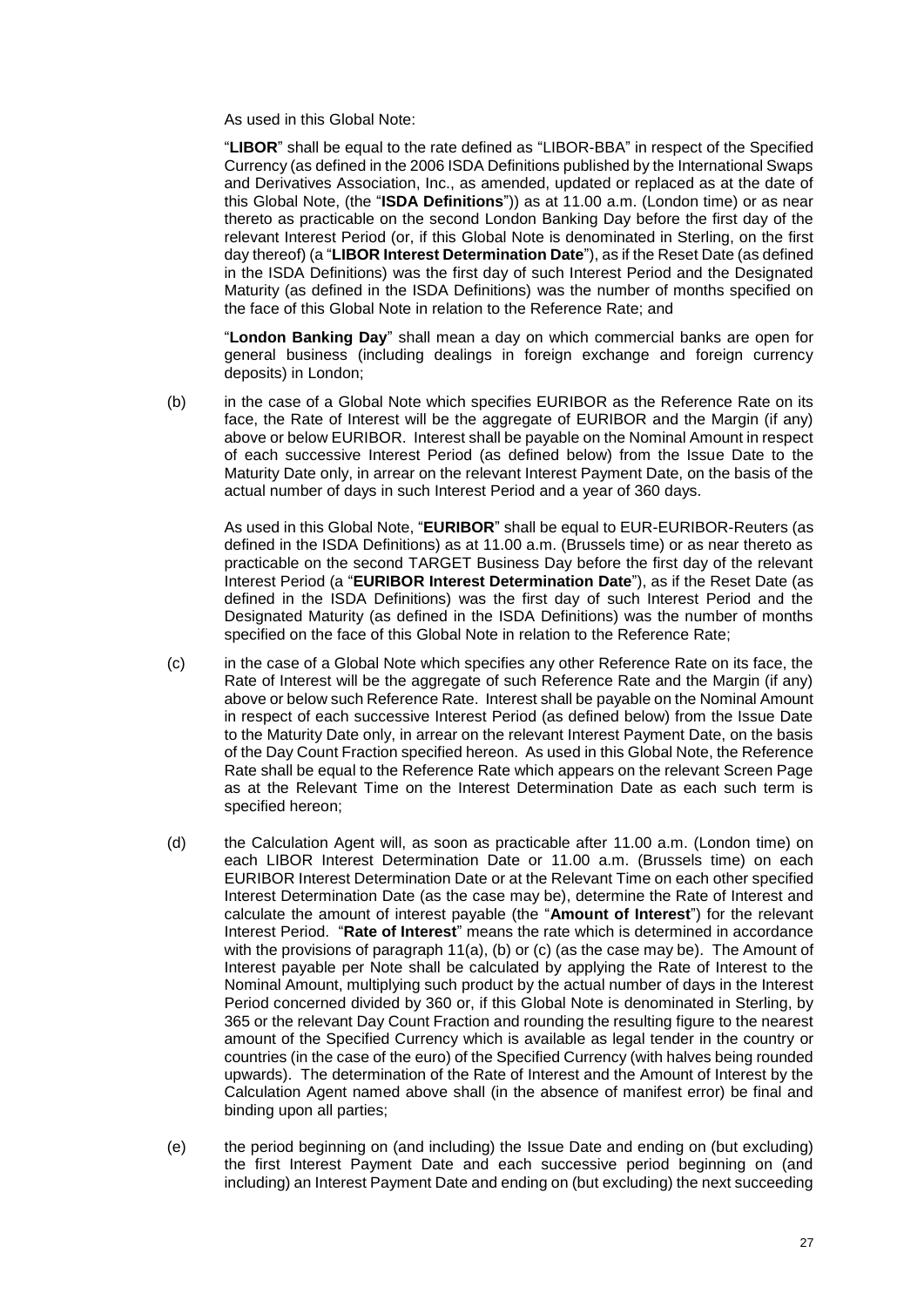As used in this Global Note:

"**LIBOR**" shall be equal to the rate defined as "LIBOR-BBA" in respect of the Specified Currency (as defined in the 2006 ISDA Definitions published by the International Swaps and Derivatives Association, Inc., as amended, updated or replaced as at the date of this Global Note, (the "**ISDA Definitions**")) as at 11.00 a.m. (London time) or as near thereto as practicable on the second London Banking Day before the first day of the relevant Interest Period (or, if this Global Note is denominated in Sterling, on the first day thereof) (a "**LIBOR Interest Determination Date**"), as if the Reset Date (as defined in the ISDA Definitions) was the first day of such Interest Period and the Designated Maturity (as defined in the ISDA Definitions) was the number of months specified on the face of this Global Note in relation to the Reference Rate; and

"**London Banking Day**" shall mean a day on which commercial banks are open for general business (including dealings in foreign exchange and foreign currency deposits) in London;

(b) in the case of a Global Note which specifies EURIBOR as the Reference Rate on its face, the Rate of Interest will be the aggregate of EURIBOR and the Margin (if any) above or below EURIBOR. Interest shall be payable on the Nominal Amount in respect of each successive Interest Period (as defined below) from the Issue Date to the Maturity Date only, in arrear on the relevant Interest Payment Date, on the basis of the actual number of days in such Interest Period and a year of 360 days.

As used in this Global Note, "**EURIBOR**" shall be equal to EUR-EURIBOR-Reuters (as defined in the ISDA Definitions) as at 11.00 a.m. (Brussels time) or as near thereto as practicable on the second TARGET Business Day before the first day of the relevant Interest Period (a "**EURIBOR Interest Determination Date**"), as if the Reset Date (as defined in the ISDA Definitions) was the first day of such Interest Period and the Designated Maturity (as defined in the ISDA Definitions) was the number of months specified on the face of this Global Note in relation to the Reference Rate;

(c) in the case of a Global Note which specifies any other Reference Rate on its face, the Rate of Interest will be the aggregate of such Reference Rate and the Margin (if any) above or below such Reference Rate. Interest shall be payable on the Nominal Amount in respect of each successive Interest Period (as defined below) from the Issue Date to the Maturity Date only, in arrear on the relevant Interest Payment Date, on the basis of the Day Count Fraction specified hereon. As used in this Global Note, the Reference Rate shall be equal to the Reference Rate which appears on the relevant Screen Page as at the Relevant Time on the Interest Determination Date as each such term is specified hereon;

(d) the Calculation Agent will, as soon as practicable after 11.00 a.m. (London time) on each LIBOR Interest Determination Date or 11.00 a.m. (Brussels time) on each EURIBOR Interest Determination Date or at the Relevant Time on each other specified Interest Determination Date (as the case may be), determine the Rate of Interest and calculate the amount of interest payable (the "**Amount of Interest**") for the relevant Interest Period. "**Rate of Interest**" means the rate which is determined in accordance with the provisions of paragraph 11(a), (b) or (c) (as the case may be). The Amount of Interest payable per Note shall be calculated by applying the Rate of Interest to the Nominal Amount, multiplying such product by the actual number of days in the Interest Period concerned divided by 360 or, if this Global Note is denominated in Sterling, by 365 or the relevant Day Count Fraction and rounding the resulting figure to the nearest amount of the Specified Currency which is available as legal tender in the country or countries (in the case of the euro) of the Specified Currency (with halves being rounded upwards). The determination of the Rate of Interest and the Amount of Interest by the Calculation Agent named above shall (in the absence of manifest error) be final and binding upon all parties;

(e) the period beginning on (and including) the Issue Date and ending on (but excluding) the first Interest Payment Date and each successive period beginning on (and including) an Interest Payment Date and ending on (but excluding) the next succeeding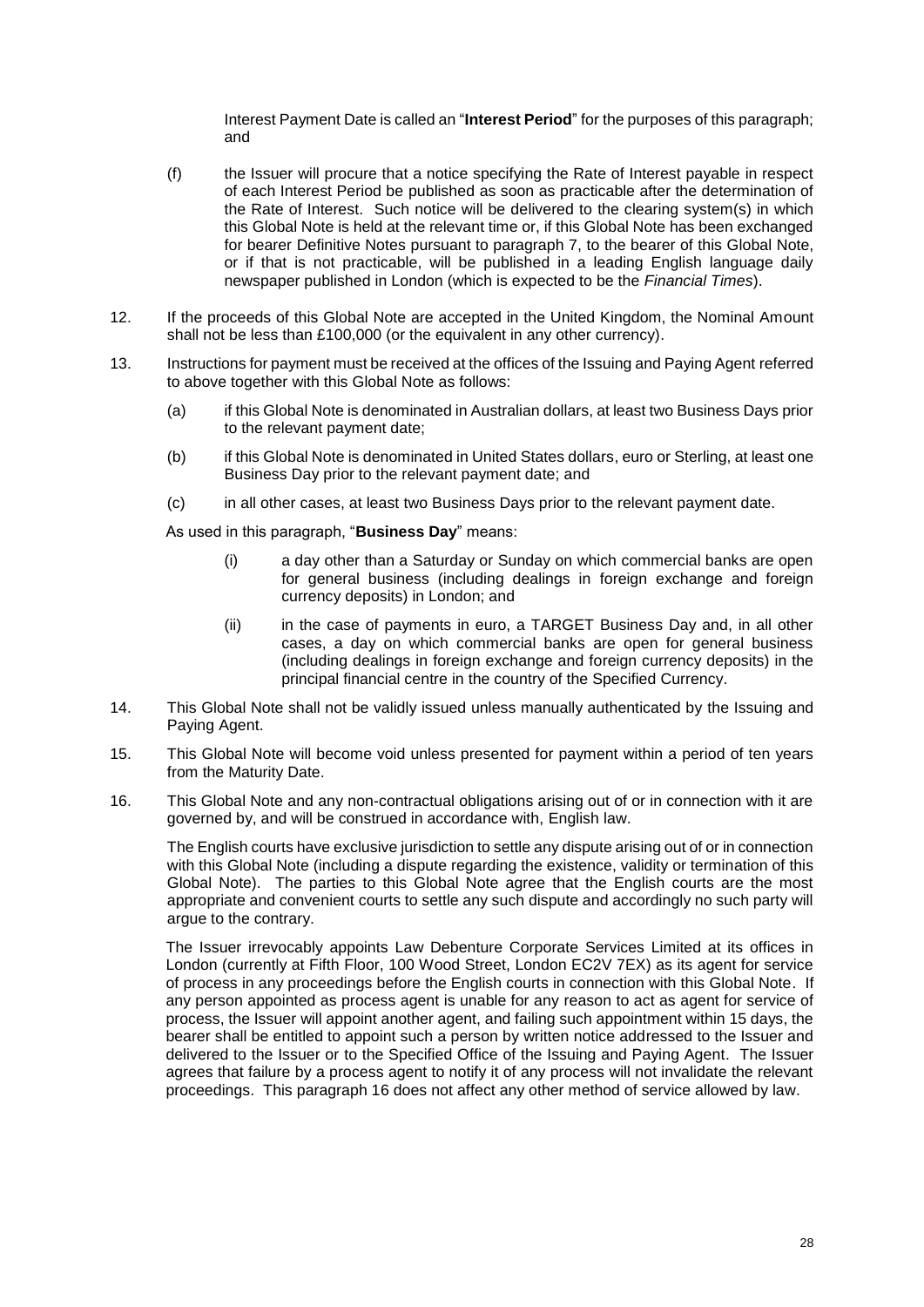Interest Payment Date is called an "**Interest Period**" for the purposes of this paragraph; and

(f) the Issuer will procure that a notice specifying the Rate of Interest payable in respect of each Interest Period be published as soon as practicable after the determination of the Rate of Interest. Such notice will be delivered to the clearing system(s) in which this Global Note is held at the relevant time or, if this Global Note has been exchanged for bearer Definitive Notes pursuant to paragraph 7, to the bearer of this Global Note, or if that is not practicable, will be published in a leading English language daily newspaper published in London (which is expected to be the *Financial Times*).

12. If the proceeds of this Global Note are accepted in the United Kingdom, the Nominal Amount shall not be less than £100,000 (or the equivalent in any other currency).

13. Instructions for payment must be received at the offices of the Issuing and Paying Agent referred to above together with this Global Note as follows:

    (a) if this Global Note is denominated in Australian dollars, at least two Business Days prior to the relevant payment date;

    (b) if this Global Note is denominated in United States dollars, euro or Sterling, at least one Business Day prior to the relevant payment date; and

    (c) in all other cases, at least two Business Days prior to the relevant payment date.

    As used in this paragraph, "**Business Day**" means:

    (i) a day other than a Saturday or Sunday on which commercial banks are open for general business (including dealings in foreign exchange and foreign currency deposits) in London; and

    (ii) in the case of payments in euro, a TARGET Business Day and, in all other cases, a day on which commercial banks are open for general business (including dealings in foreign exchange and foreign currency deposits) in the principal financial centre in the country of the Specified Currency.

14. This Global Note shall not be validly issued unless manually authenticated by the Issuing and Paying Agent.

15. This Global Note will become void unless presented for payment within a period of ten years from the Maturity Date.

16. This Global Note and any non-contractual obligations arising out of or in connection with it are governed by, and will be construed in accordance with, English law.

    The English courts have exclusive jurisdiction to settle any dispute arising out of or in connection with this Global Note (including a dispute regarding the existence, validity or termination of this Global Note). The parties to this Global Note agree that the English courts are the most appropriate and convenient courts to settle any such dispute and accordingly no such party will argue to the contrary.

    The Issuer irrevocably appoints Law Debenture Corporate Services Limited at its offices in London (currently at Fifth Floor, 100 Wood Street, London EC2V 7EX) as its agent for service of process in any proceedings before the English courts in connection with this Global Note. If any person appointed as process agent is unable for any reason to act as agent for service of process, the Issuer will appoint another agent, and failing such appointment within 15 days, the bearer shall be entitled to appoint such a person by written notice addressed to the Issuer and delivered to the Issuer or to the Specified Office of the Issuing and Paying Agent. The Issuer agrees that failure by a process agent to notify it of any process will not invalidate the relevant proceedings. This paragraph 16 does not affect any other method of service allowed by law.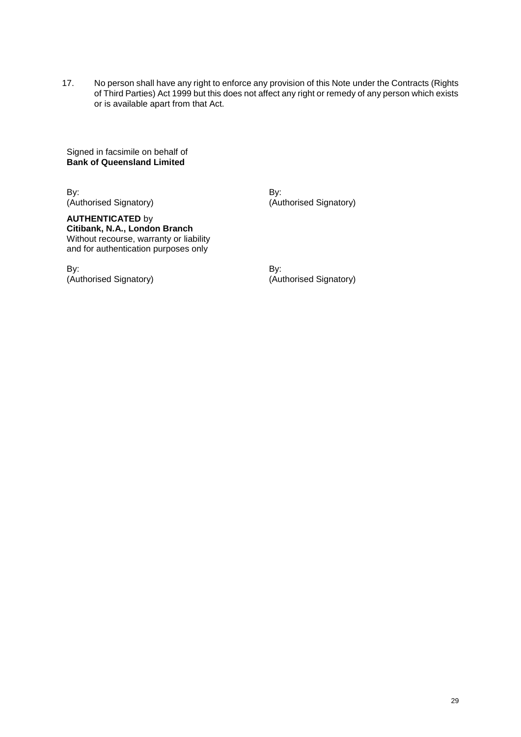17. No person shall have any right to enforce any provision of this Note under the Contracts (Rights of Third Parties) Act 1999 but this does not affect any right or remedy of any person which exists or is available apart from that Act.

Signed in facsimile on behalf of
**Bank of Queensland Limited**

By:
(Authorised Signatory)

By:
(Authorised Signatory)

**AUTHENTICATED** by
**Citibank, N.A., London Branch**
Without recourse, warranty or liability
and for authentication purposes only

By:
(Authorised Signatory)

By:
(Authorised Signatory)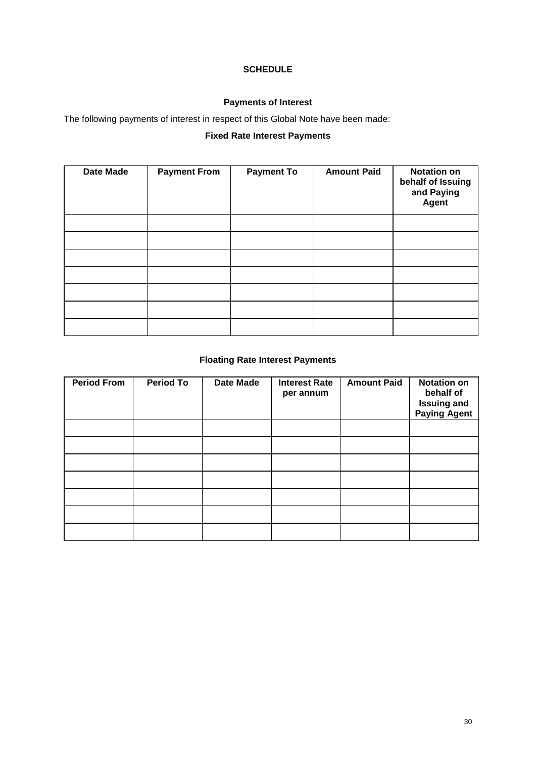## SCHEDULE

### Payments of Interest

The following payments of interest in respect of this Global Note have been made:

**Fixed Rate Interest Payments**

| Date Made | Payment From | Payment To | Amount Paid | Notation on behalf of Issuing and Paying Agent |
|---|---|---|---|---|
| | | | | |
| | | | | |
| | | | | |
| | | | | |
| | | | | |
| | | | | |
| | | | | |

**Floating Rate Interest Payments**

| Period From | Period To | Date Made | Interest Rate per annum | Amount Paid | Notation on behalf of Issuing and Paying Agent |
|---|---|---|---|---|---|
| | | | | | |
| | | | | | |
| | | | | | |
| | | | | | |
| | | | | | |
| | | | | | |
| | | | | | |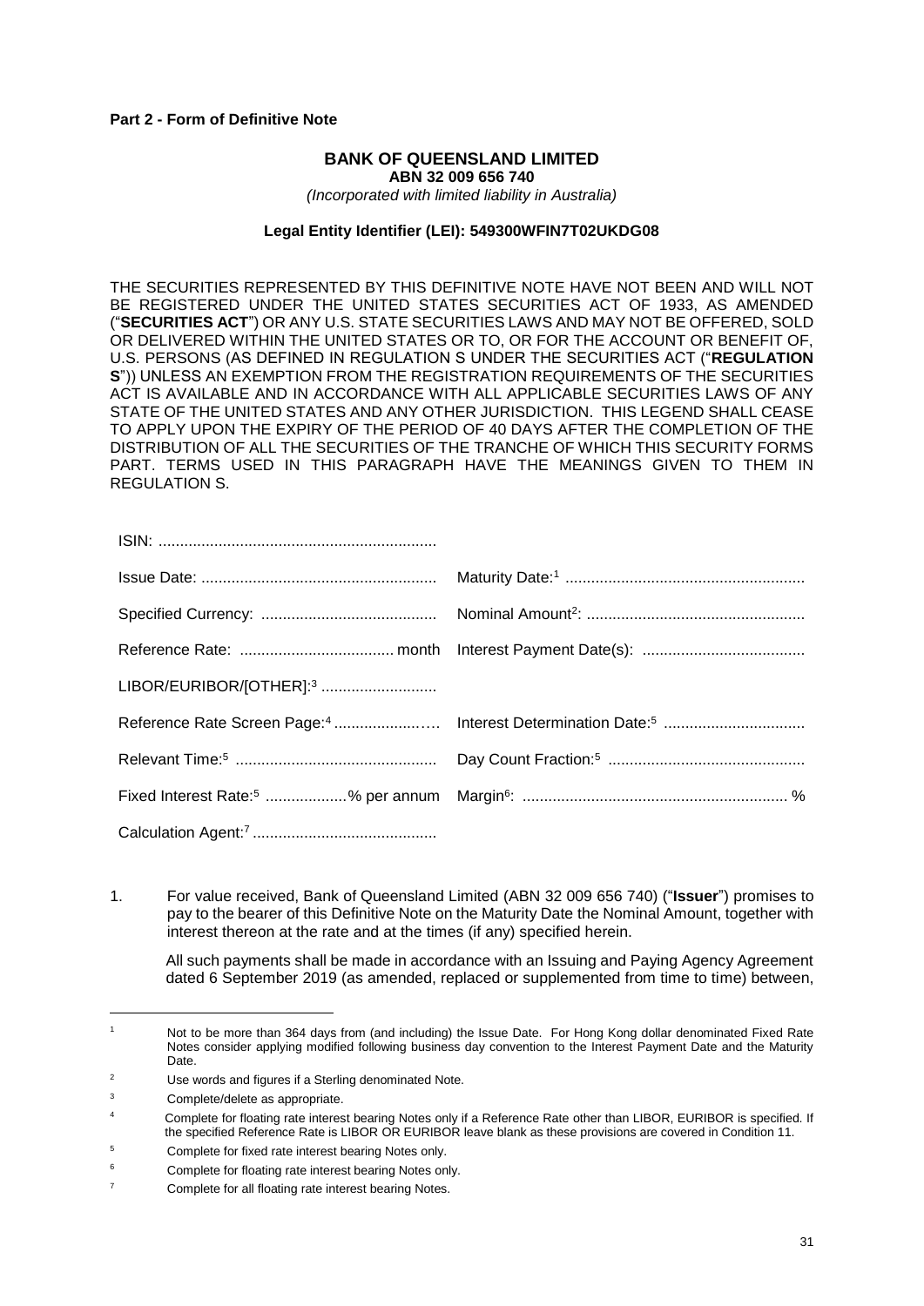**Part 2 - Form of Definitive Note**

**BANK OF QUEENSLAND LIMITED**
**ABN 32 009 656 740**
*(Incorporated with limited liability in Australia)*

**Legal Entity Identifier (LEI): 549300WFIN7T02UKDG08**

THE SECURITIES REPRESENTED BY THIS DEFINITIVE NOTE HAVE NOT BEEN AND WILL NOT BE REGISTERED UNDER THE UNITED STATES SECURITIES ACT OF 1933, AS AMENDED ("**SECURITIES ACT**") OR ANY U.S. STATE SECURITIES LAWS AND MAY NOT BE OFFERED, SOLD OR DELIVERED WITHIN THE UNITED STATES OR TO, OR FOR THE ACCOUNT OR BENEFIT OF, U.S. PERSONS (AS DEFINED IN REGULATION S UNDER THE SECURITIES ACT ("**REGULATION S**")) UNLESS AN EXEMPTION FROM THE REGISTRATION REQUIREMENTS OF THE SECURITIES ACT IS AVAILABLE AND IN ACCORDANCE WITH ALL APPLICABLE SECURITIES LAWS OF ANY STATE OF THE UNITED STATES AND ANY OTHER JURISDICTION. THIS LEGEND SHALL CEASE TO APPLY UPON THE EXPIRY OF THE PERIOD OF 40 DAYS AFTER THE COMPLETION OF THE DISTRIBUTION OF ALL THE SECURITIES OF THE TRANCHE OF WHICH THIS SECURITY FORMS PART. TERMS USED IN THIS PARAGRAPH HAVE THE MEANINGS GIVEN TO THEM IN REGULATION S.

| | |
|---|---|
| ISIN: ................................................................ | |
| Issue Date: ...................................................... | Maturity Date:[1] ....................................................... |
| Specified Currency: ........................................ | Nominal Amount[2]: .................................................. |
| Reference Rate: .................................... month | Interest Payment Date(s): ..................................... |
| LIBOR/EURIBOR/[OTHER]:[3] .......................... | |
| Reference Rate Screen Page:[4] ....................…. | Interest Determination Date:[5] ................................ |
| Relevant Time:[5] .............................................. | Day Count Fraction:[5] ............................................. |
| Fixed Interest Rate:[5] ..................% per annum | Margin[6]: ............................................................ % |
| Calculation Agent:[7] .......................................... | |

1. For value received, Bank of Queensland Limited (ABN 32 009 656 740) ("**Issuer**") promises to pay to the bearer of this Definitive Note on the Maturity Date the Nominal Amount, together with interest thereon at the rate and at the times (if any) specified herein.

   All such payments shall be made in accordance with an Issuing and Paying Agency Agreement dated 6 September 2019 (as amended, replaced or supplemented from time to time) between,

---

[1] Not to be more than 364 days from (and including) the Issue Date. For Hong Kong dollar denominated Fixed Rate Notes consider applying modified following business day convention to the Interest Payment Date and the Maturity Date.

[2] Use words and figures if a Sterling denominated Note.

[3] Complete/delete as appropriate.

[4] Complete for floating rate interest bearing Notes only if a Reference Rate other than LIBOR, EURIBOR is specified. If the specified Reference Rate is LIBOR OR EURIBOR leave blank as these provisions are covered in Condition 11.

[5] Complete for fixed rate interest bearing Notes only.

[6] Complete for floating rate interest bearing Notes only.

[7] Complete for all floating rate interest bearing Notes.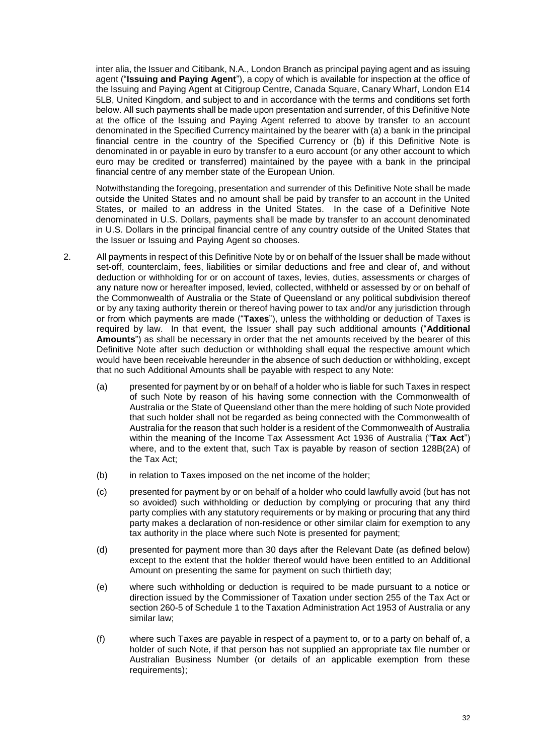inter alia, the Issuer and Citibank, N.A., London Branch as principal paying agent and as issuing agent ("**Issuing and Paying Agent**"), a copy of which is available for inspection at the office of the Issuing and Paying Agent at Citigroup Centre, Canada Square, Canary Wharf, London E14 5LB, United Kingdom, and subject to and in accordance with the terms and conditions set forth below. All such payments shall be made upon presentation and surrender, of this Definitive Note at the office of the Issuing and Paying Agent referred to above by transfer to an account denominated in the Specified Currency maintained by the bearer with (a) a bank in the principal financial centre in the country of the Specified Currency or (b) if this Definitive Note is denominated in or payable in euro by transfer to a euro account (or any other account to which euro may be credited or transferred) maintained by the payee with a bank in the principal financial centre of any member state of the European Union.

Notwithstanding the foregoing, presentation and surrender of this Definitive Note shall be made outside the United States and no amount shall be paid by transfer to an account in the United States, or mailed to an address in the United States. In the case of a Definitive Note denominated in U.S. Dollars, payments shall be made by transfer to an account denominated in U.S. Dollars in the principal financial centre of any country outside of the United States that the Issuer or Issuing and Paying Agent so chooses.

2. All payments in respect of this Definitive Note by or on behalf of the Issuer shall be made without set-off, counterclaim, fees, liabilities or similar deductions and free and clear of, and without deduction or withholding for or on account of taxes, levies, duties, assessments or charges of any nature now or hereafter imposed, levied, collected, withheld or assessed by or on behalf of the Commonwealth of Australia or the State of Queensland or any political subdivision thereof or by any taxing authority therein or thereof having power to tax and/or any jurisdiction through or from which payments are made ("**Taxes**"), unless the withholding or deduction of Taxes is required by law. In that event, the Issuer shall pay such additional amounts ("**Additional Amounts**") as shall be necessary in order that the net amounts received by the bearer of this Definitive Note after such deduction or withholding shall equal the respective amount which would have been receivable hereunder in the absence of such deduction or withholding, except that no such Additional Amounts shall be payable with respect to any Note:

   (a) presented for payment by or on behalf of a holder who is liable for such Taxes in respect of such Note by reason of his having some connection with the Commonwealth of Australia or the State of Queensland other than the mere holding of such Note provided that such holder shall not be regarded as being connected with the Commonwealth of Australia for the reason that such holder is a resident of the Commonwealth of Australia within the meaning of the Income Tax Assessment Act 1936 of Australia ("**Tax Act**") where, and to the extent that, such Tax is payable by reason of section 128B(2A) of the Tax Act;

   (b) in relation to Taxes imposed on the net income of the holder;

   (c) presented for payment by or on behalf of a holder who could lawfully avoid (but has not so avoided) such withholding or deduction by complying or procuring that any third party complies with any statutory requirements or by making or procuring that any third party makes a declaration of non-residence or other similar claim for exemption to any tax authority in the place where such Note is presented for payment;

   (d) presented for payment more than 30 days after the Relevant Date (as defined below) except to the extent that the holder thereof would have been entitled to an Additional Amount on presenting the same for payment on such thirtieth day;

   (e) where such withholding or deduction is required to be made pursuant to a notice or direction issued by the Commissioner of Taxation under section 255 of the Tax Act or section 260-5 of Schedule 1 to the Taxation Administration Act 1953 of Australia or any similar law;

   (f) where such Taxes are payable in respect of a payment to, or to a party on behalf of, a holder of such Note, if that person has not supplied an appropriate tax file number or Australian Business Number (or details of an applicable exemption from these requirements);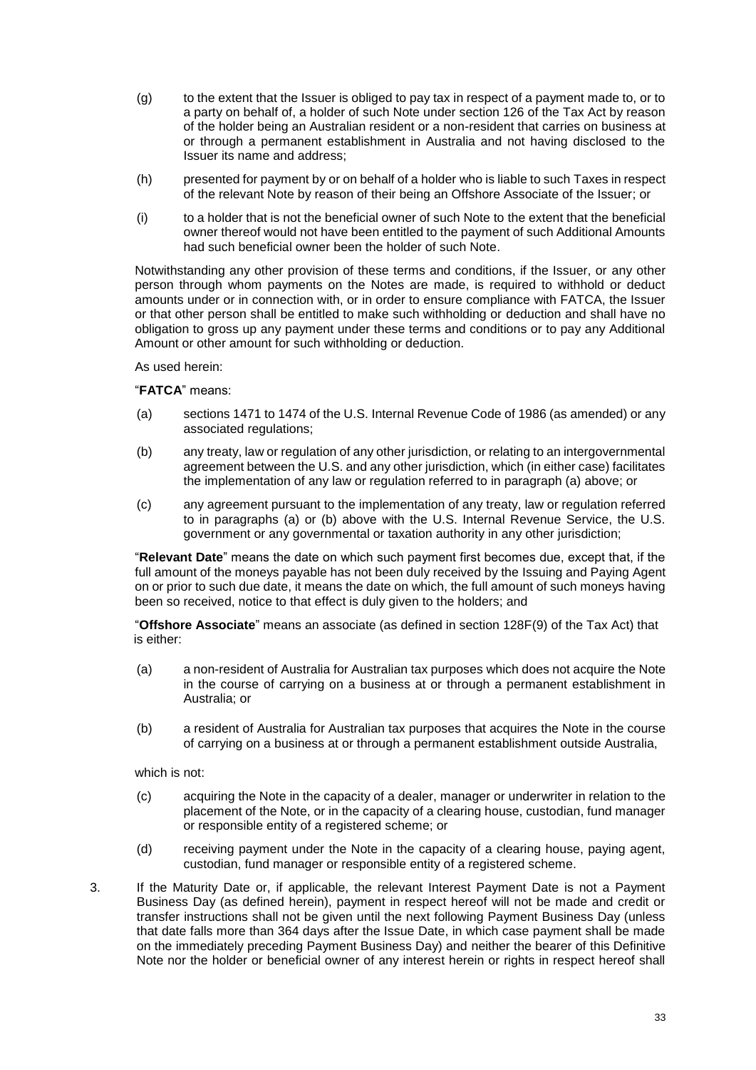(g) to the extent that the Issuer is obliged to pay tax in respect of a payment made to, or to a party on behalf of, a holder of such Note under section 126 of the Tax Act by reason of the holder being an Australian resident or a non-resident that carries on business at or through a permanent establishment in Australia and not having disclosed to the Issuer its name and address;

(h) presented for payment by or on behalf of a holder who is liable to such Taxes in respect of the relevant Note by reason of their being an Offshore Associate of the Issuer; or

(i) to a holder that is not the beneficial owner of such Note to the extent that the beneficial owner thereof would not have been entitled to the payment of such Additional Amounts had such beneficial owner been the holder of such Note.

Notwithstanding any other provision of these terms and conditions, if the Issuer, or any other person through whom payments on the Notes are made, is required to withhold or deduct amounts under or in connection with, or in order to ensure compliance with FATCA, the Issuer or that other person shall be entitled to make such withholding or deduction and shall have no obligation to gross up any payment under these terms and conditions or to pay any Additional Amount or other amount for such withholding or deduction.

As used herein:

"**FATCA**" means:

(a) sections 1471 to 1474 of the U.S. Internal Revenue Code of 1986 (as amended) or any associated regulations;

(b) any treaty, law or regulation of any other jurisdiction, or relating to an intergovernmental agreement between the U.S. and any other jurisdiction, which (in either case) facilitates the implementation of any law or regulation referred to in paragraph (a) above; or

(c) any agreement pursuant to the implementation of any treaty, law or regulation referred to in paragraphs (a) or (b) above with the U.S. Internal Revenue Service, the U.S. government or any governmental or taxation authority in any other jurisdiction;

"**Relevant Date**" means the date on which such payment first becomes due, except that, if the full amount of the moneys payable has not been duly received by the Issuing and Paying Agent on or prior to such due date, it means the date on which, the full amount of such moneys having been so received, notice to that effect is duly given to the holders; and

"**Offshore Associate**" means an associate (as defined in section 128F(9) of the Tax Act) that is either:

(a) a non-resident of Australia for Australian tax purposes which does not acquire the Note in the course of carrying on a business at or through a permanent establishment in Australia; or

(b) a resident of Australia for Australian tax purposes that acquires the Note in the course of carrying on a business at or through a permanent establishment outside Australia,

which is not:

(c) acquiring the Note in the capacity of a dealer, manager or underwriter in relation to the placement of the Note, or in the capacity of a clearing house, custodian, fund manager or responsible entity of a registered scheme; or

(d) receiving payment under the Note in the capacity of a clearing house, paying agent, custodian, fund manager or responsible entity of a registered scheme.

3. If the Maturity Date or, if applicable, the relevant Interest Payment Date is not a Payment Business Day (as defined herein), payment in respect hereof will not be made and credit or transfer instructions shall not be given until the next following Payment Business Day (unless that date falls more than 364 days after the Issue Date, in which case payment shall be made on the immediately preceding Payment Business Day) and neither the bearer of this Definitive Note nor the holder or beneficial owner of any interest herein or rights in respect hereof shall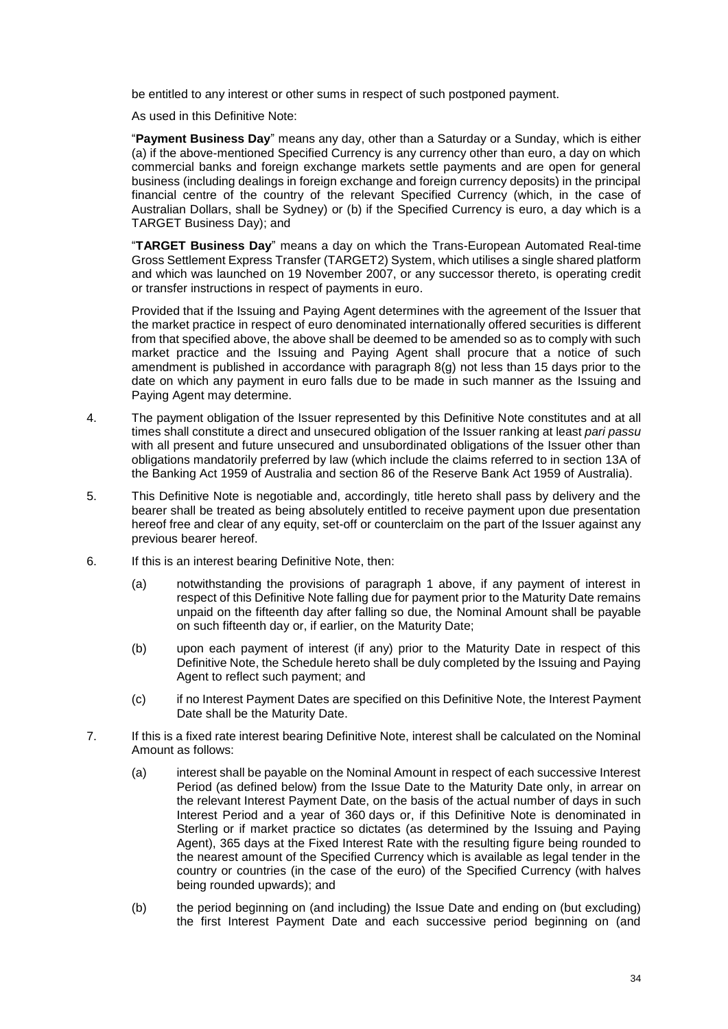be entitled to any interest or other sums in respect of such postponed payment.

As used in this Definitive Note:

"**Payment Business Day**" means any day, other than a Saturday or a Sunday, which is either (a) if the above-mentioned Specified Currency is any currency other than euro, a day on which commercial banks and foreign exchange markets settle payments and are open for general business (including dealings in foreign exchange and foreign currency deposits) in the principal financial centre of the country of the relevant Specified Currency (which, in the case of Australian Dollars, shall be Sydney) or (b) if the Specified Currency is euro, a day which is a TARGET Business Day); and

"**TARGET Business Day**" means a day on which the Trans-European Automated Real-time Gross Settlement Express Transfer (TARGET2) System, which utilises a single shared platform and which was launched on 19 November 2007, or any successor thereto, is operating credit or transfer instructions in respect of payments in euro.

Provided that if the Issuing and Paying Agent determines with the agreement of the Issuer that the market practice in respect of euro denominated internationally offered securities is different from that specified above, the above shall be deemed to be amended so as to comply with such market practice and the Issuing and Paying Agent shall procure that a notice of such amendment is published in accordance with paragraph 8(g) not less than 15 days prior to the date on which any payment in euro falls due to be made in such manner as the Issuing and Paying Agent may determine.

4. The payment obligation of the Issuer represented by this Definitive Note constitutes and at all times shall constitute a direct and unsecured obligation of the Issuer ranking at least *pari passu* with all present and future unsecured and unsubordinated obligations of the Issuer other than obligations mandatorily preferred by law (which include the claims referred to in section 13A of the Banking Act 1959 of Australia and section 86 of the Reserve Bank Act 1959 of Australia).

5. This Definitive Note is negotiable and, accordingly, title hereto shall pass by delivery and the bearer shall be treated as being absolutely entitled to receive payment upon due presentation hereof free and clear of any equity, set-off or counterclaim on the part of the Issuer against any previous bearer hereof.

6. If this is an interest bearing Definitive Note, then:

   (a) notwithstanding the provisions of paragraph 1 above, if any payment of interest in respect of this Definitive Note falling due for payment prior to the Maturity Date remains unpaid on the fifteenth day after falling so due, the Nominal Amount shall be payable on such fifteenth day or, if earlier, on the Maturity Date;

   (b) upon each payment of interest (if any) prior to the Maturity Date in respect of this Definitive Note, the Schedule hereto shall be duly completed by the Issuing and Paying Agent to reflect such payment; and

   (c) if no Interest Payment Dates are specified on this Definitive Note, the Interest Payment Date shall be the Maturity Date.

7. If this is a fixed rate interest bearing Definitive Note, interest shall be calculated on the Nominal Amount as follows:

   (a) interest shall be payable on the Nominal Amount in respect of each successive Interest Period (as defined below) from the Issue Date to the Maturity Date only, in arrear on the relevant Interest Payment Date, on the basis of the actual number of days in such Interest Period and a year of 360 days or, if this Definitive Note is denominated in Sterling or if market practice so dictates (as determined by the Issuing and Paying Agent), 365 days at the Fixed Interest Rate with the resulting figure being rounded to the nearest amount of the Specified Currency which is available as legal tender in the country or countries (in the case of the euro) of the Specified Currency (with halves being rounded upwards); and

   (b) the period beginning on (and including) the Issue Date and ending on (but excluding) the first Interest Payment Date and each successive period beginning on (and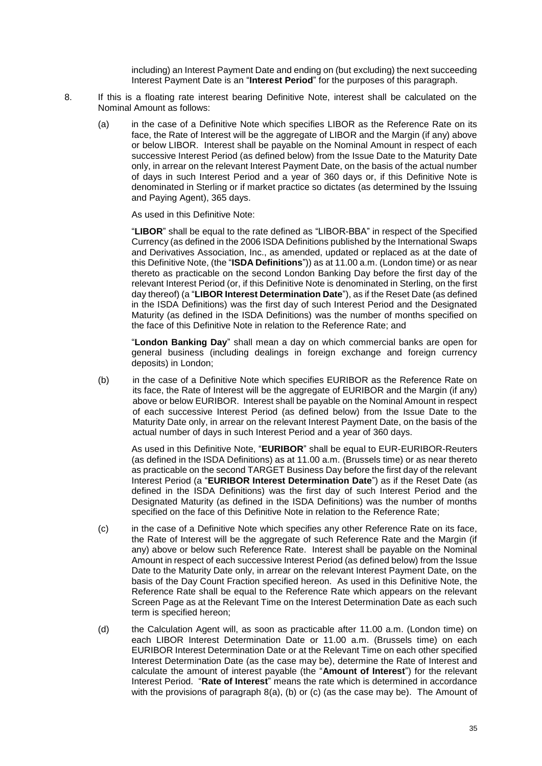including) an Interest Payment Date and ending on (but excluding) the next succeeding Interest Payment Date is an "**Interest Period**" for the purposes of this paragraph.

8. If this is a floating rate interest bearing Definitive Note, interest shall be calculated on the Nominal Amount as follows:

   (a) in the case of a Definitive Note which specifies LIBOR as the Reference Rate on its face, the Rate of Interest will be the aggregate of LIBOR and the Margin (if any) above or below LIBOR. Interest shall be payable on the Nominal Amount in respect of each successive Interest Period (as defined below) from the Issue Date to the Maturity Date only, in arrear on the relevant Interest Payment Date, on the basis of the actual number of days in such Interest Period and a year of 360 days or, if this Definitive Note is denominated in Sterling or if market practice so dictates (as determined by the Issuing and Paying Agent), 365 days.

   As used in this Definitive Note:

   "**LIBOR**" shall be equal to the rate defined as "LIBOR-BBA" in respect of the Specified Currency (as defined in the 2006 ISDA Definitions published by the International Swaps and Derivatives Association, Inc., as amended, updated or replaced as at the date of this Definitive Note, (the "**ISDA Definitions**")) as at 11.00 a.m. (London time) or as near thereto as practicable on the second London Banking Day before the first day of the relevant Interest Period (or, if this Definitive Note is denominated in Sterling, on the first day thereof) (a "**LIBOR Interest Determination Date**"), as if the Reset Date (as defined in the ISDA Definitions) was the first day of such Interest Period and the Designated Maturity (as defined in the ISDA Definitions) was the number of months specified on the face of this Definitive Note in relation to the Reference Rate; and

   "**London Banking Day**" shall mean a day on which commercial banks are open for general business (including dealings in foreign exchange and foreign currency deposits) in London;

   (b) in the case of a Definitive Note which specifies EURIBOR as the Reference Rate on its face, the Rate of Interest will be the aggregate of EURIBOR and the Margin (if any) above or below EURIBOR. Interest shall be payable on the Nominal Amount in respect of each successive Interest Period (as defined below) from the Issue Date to the Maturity Date only, in arrear on the relevant Interest Payment Date, on the basis of the actual number of days in such Interest Period and a year of 360 days.

   As used in this Definitive Note, "**EURIBOR**" shall be equal to EUR-EURIBOR-Reuters (as defined in the ISDA Definitions) as at 11.00 a.m. (Brussels time) or as near thereto as practicable on the second TARGET Business Day before the first day of the relevant Interest Period (a "**EURIBOR Interest Determination Date**") as if the Reset Date (as defined in the ISDA Definitions) was the first day of such Interest Period and the Designated Maturity (as defined in the ISDA Definitions) was the number of months specified on the face of this Definitive Note in relation to the Reference Rate;

   (c) in the case of a Definitive Note which specifies any other Reference Rate on its face, the Rate of Interest will be the aggregate of such Reference Rate and the Margin (if any) above or below such Reference Rate. Interest shall be payable on the Nominal Amount in respect of each successive Interest Period (as defined below) from the Issue Date to the Maturity Date only, in arrear on the relevant Interest Payment Date, on the basis of the Day Count Fraction specified hereon. As used in this Definitive Note, the Reference Rate shall be equal to the Reference Rate which appears on the relevant Screen Page as at the Relevant Time on the Interest Determination Date as each such term is specified hereon;

   (d) the Calculation Agent will, as soon as practicable after 11.00 a.m. (London time) on each LIBOR Interest Determination Date or 11.00 a.m. (Brussels time) on each EURIBOR Interest Determination Date or at the Relevant Time on each other specified Interest Determination Date (as the case may be), determine the Rate of Interest and calculate the amount of interest payable (the "**Amount of Interest**") for the relevant Interest Period. "**Rate of Interest**" means the rate which is determined in accordance with the provisions of paragraph 8(a), (b) or (c) (as the case may be). The Amount of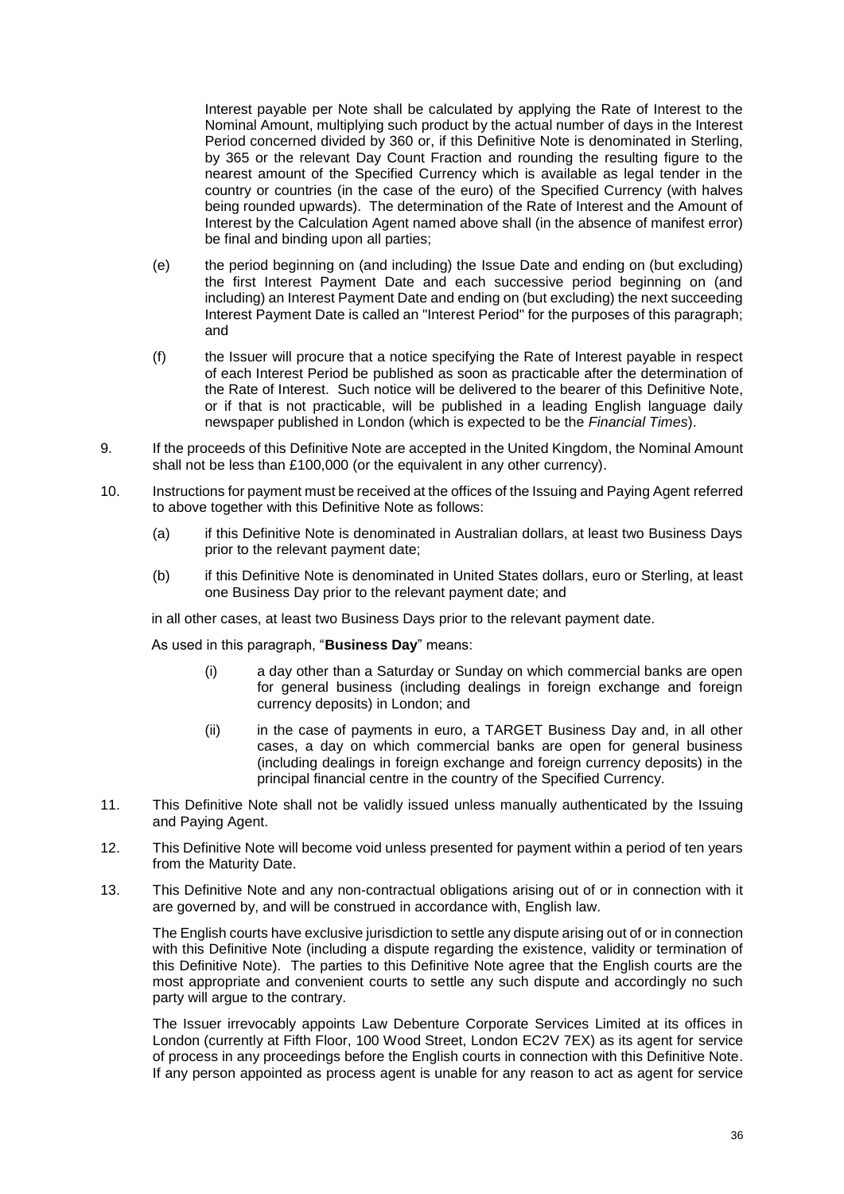Interest payable per Note shall be calculated by applying the Rate of Interest to the Nominal Amount, multiplying such product by the actual number of days in the Interest Period concerned divided by 360 or, if this Definitive Note is denominated in Sterling, by 365 or the relevant Day Count Fraction and rounding the resulting figure to the nearest amount of the Specified Currency which is available as legal tender in the country or countries (in the case of the euro) of the Specified Currency (with halves being rounded upwards). The determination of the Rate of Interest and the Amount of Interest by the Calculation Agent named above shall (in the absence of manifest error) be final and binding upon all parties;

(e) the period beginning on (and including) the Issue Date and ending on (but excluding) the first Interest Payment Date and each successive period beginning on (and including) an Interest Payment Date and ending on (but excluding) the next succeeding Interest Payment Date is called an "Interest Period" for the purposes of this paragraph; and

(f) the Issuer will procure that a notice specifying the Rate of Interest payable in respect of each Interest Period be published as soon as practicable after the determination of the Rate of Interest. Such notice will be delivered to the bearer of this Definitive Note, or if that is not practicable, will be published in a leading English language daily newspaper published in London (which is expected to be the *Financial Times*).

9. If the proceeds of this Definitive Note are accepted in the United Kingdom, the Nominal Amount shall not be less than £100,000 (or the equivalent in any other currency).

10. Instructions for payment must be received at the offices of the Issuing and Paying Agent referred to above together with this Definitive Note as follows:

    (a) if this Definitive Note is denominated in Australian dollars, at least two Business Days prior to the relevant payment date;

    (b) if this Definitive Note is denominated in United States dollars, euro or Sterling, at least one Business Day prior to the relevant payment date; and

    in all other cases, at least two Business Days prior to the relevant payment date.

    As used in this paragraph, "**Business Day**" means:

    (i) a day other than a Saturday or Sunday on which commercial banks are open for general business (including dealings in foreign exchange and foreign currency deposits) in London; and

    (ii) in the case of payments in euro, a TARGET Business Day and, in all other cases, a day on which commercial banks are open for general business (including dealings in foreign exchange and foreign currency deposits) in the principal financial centre in the country of the Specified Currency.

11. This Definitive Note shall not be validly issued unless manually authenticated by the Issuing and Paying Agent.

12. This Definitive Note will become void unless presented for payment within a period of ten years from the Maturity Date.

13. This Definitive Note and any non-contractual obligations arising out of or in connection with it are governed by, and will be construed in accordance with, English law.

    The English courts have exclusive jurisdiction to settle any dispute arising out of or in connection with this Definitive Note (including a dispute regarding the existence, validity or termination of this Definitive Note). The parties to this Definitive Note agree that the English courts are the most appropriate and convenient courts to settle any such dispute and accordingly no such party will argue to the contrary.

    The Issuer irrevocably appoints Law Debenture Corporate Services Limited at its offices in London (currently at Fifth Floor, 100 Wood Street, London EC2V 7EX) as its agent for service of process in any proceedings before the English courts in connection with this Definitive Note. If any person appointed as process agent is unable for any reason to act as agent for service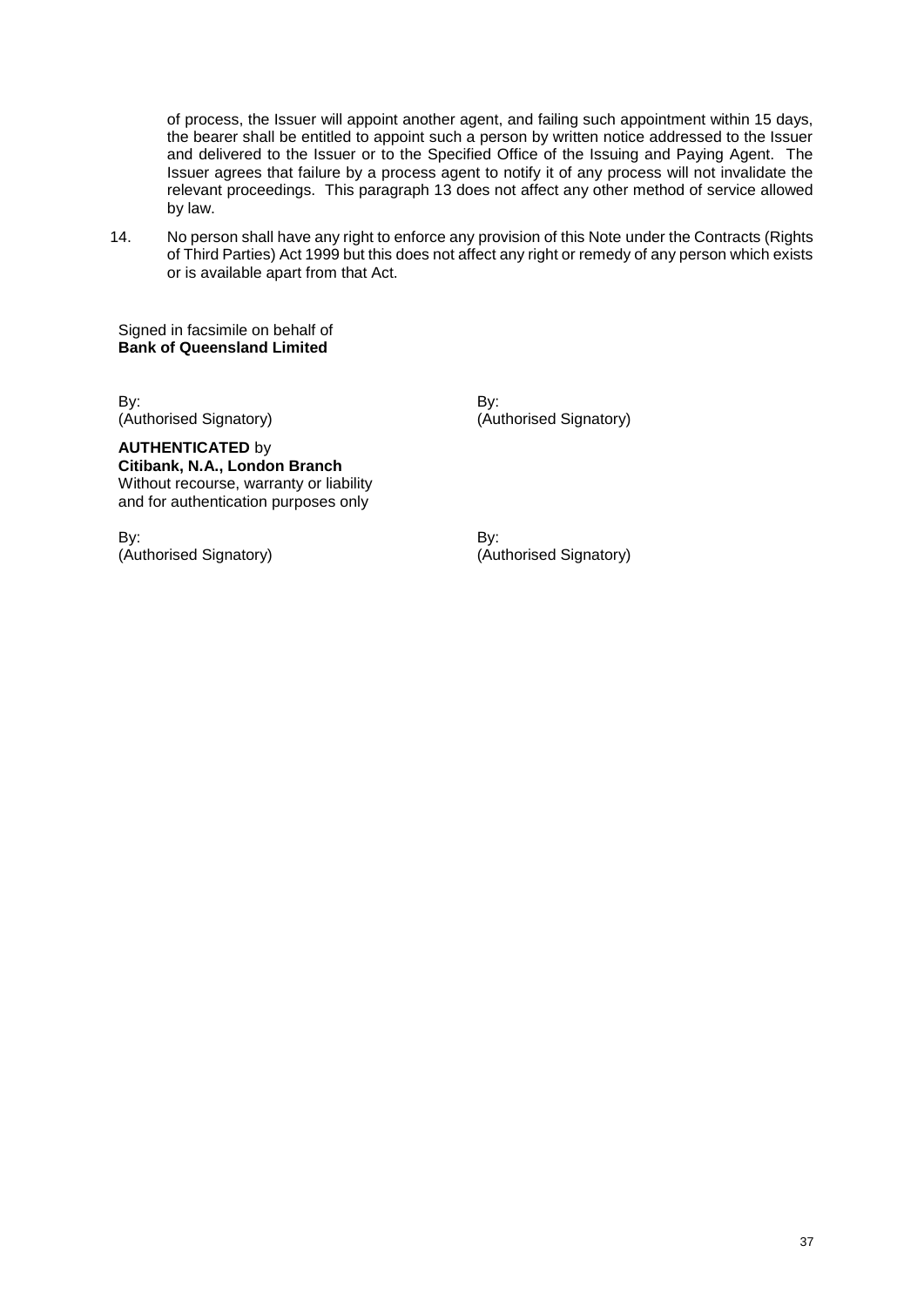of process, the Issuer will appoint another agent, and failing such appointment within 15 days, the bearer shall be entitled to appoint such a person by written notice addressed to the Issuer and delivered to the Issuer or to the Specified Office of the Issuing and Paying Agent. The Issuer agrees that failure by a process agent to notify it of any process will not invalidate the relevant proceedings. This paragraph 13 does not affect any other method of service allowed by law.

14. No person shall have any right to enforce any provision of this Note under the Contracts (Rights of Third Parties) Act 1999 but this does not affect any right or remedy of any person which exists or is available apart from that Act.

Signed in facsimile on behalf of
**Bank of Queensland Limited**

By:
(Authorised Signatory)

By:
(Authorised Signatory)

**AUTHENTICATED** by
**Citibank, N.A., London Branch**
Without recourse, warranty or liability
and for authentication purposes only

By:
(Authorised Signatory)

By:
(Authorised Signatory)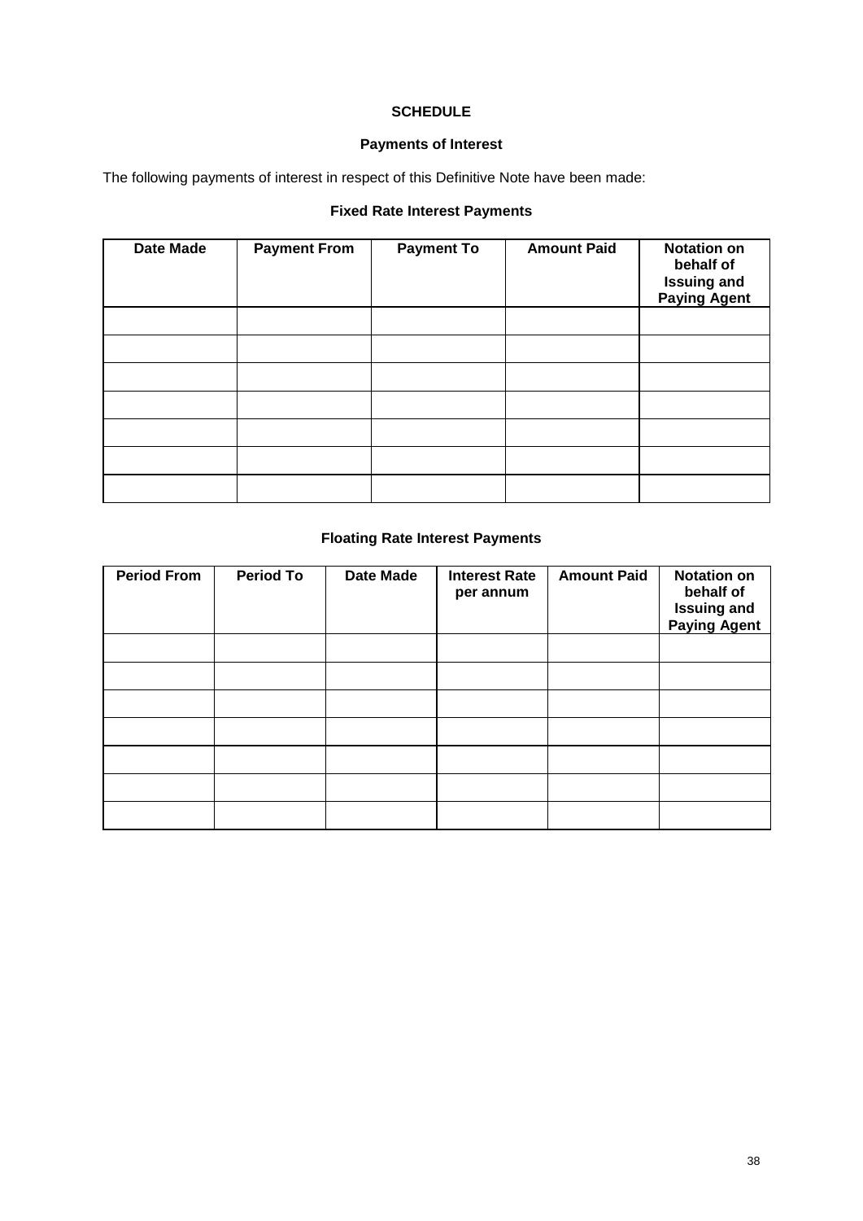# SCHEDULE

## Payments of Interest

The following payments of interest in respect of this Definitive Note have been made:

### Fixed Rate Interest Payments

| Date Made | Payment From | Payment To | Amount Paid | Notation on behalf of Issuing and Paying Agent |
|---|---|---|---|---|
| | | | | |
| | | | | |
| | | | | |
| | | | | |
| | | | | |
| | | | | |
| | | | | |

### Floating Rate Interest Payments

| Period From | Period To | Date Made | Interest Rate per annum | Amount Paid | Notation on behalf of Issuing and Paying Agent |
|---|---|---|---|---|---|
| | | | | | |
| | | | | | |
| | | | | | |
| | | | | | |
| | | | | | |
| | | | | | |
| | | | | | |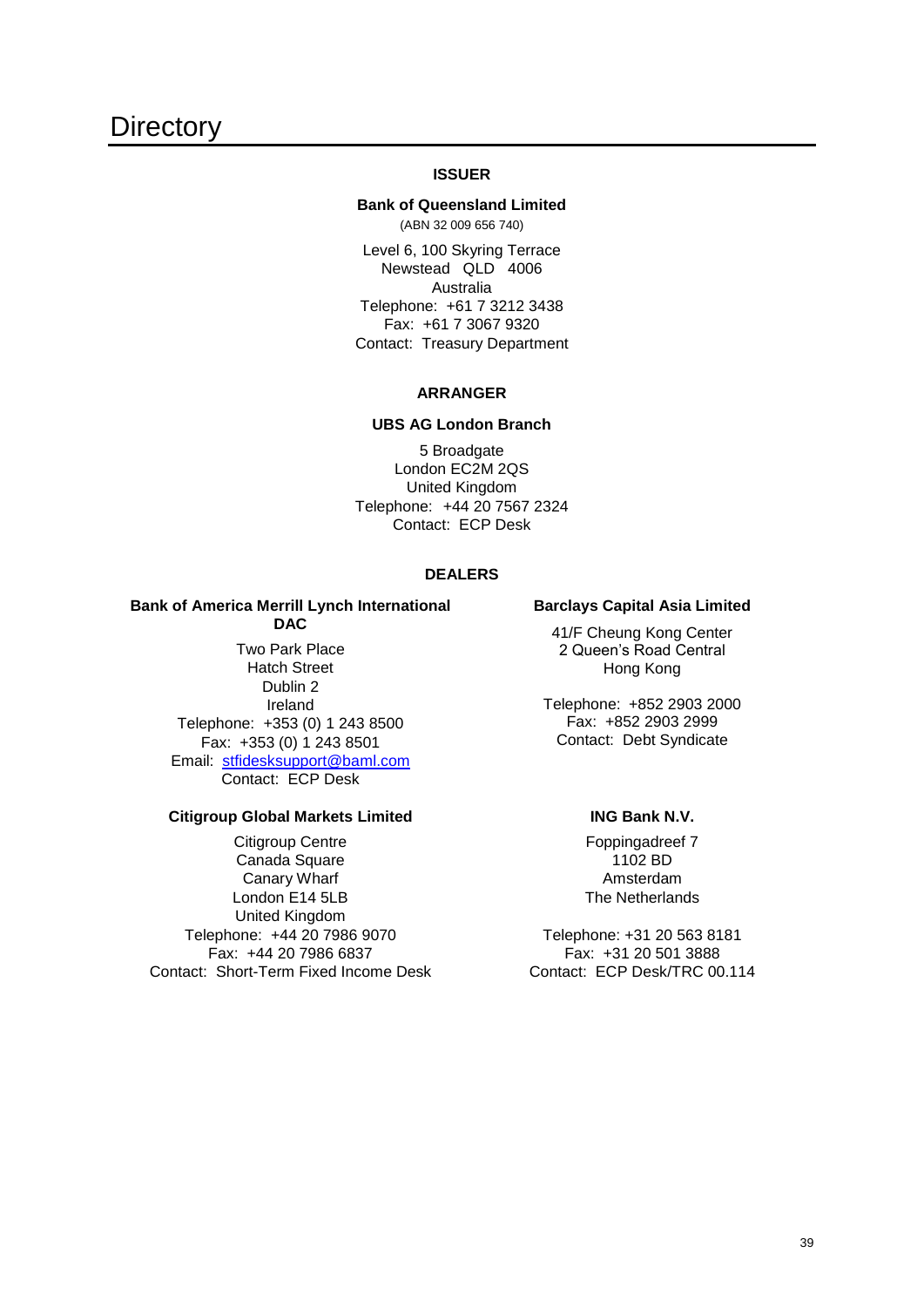# Directory

**ISSUER**

**Bank of Queensland Limited**
(ABN 32 009 656 740)

Level 6, 100 Skyring Terrace
Newstead QLD 4006
Australia
Telephone: +61 7 3212 3438
Fax: +61 7 3067 9320
Contact: Treasury Department

**ARRANGER**

**UBS AG London Branch**

5 Broadgate
London EC2M 2QS
United Kingdom
Telephone: +44 20 7567 2324
Contact: ECP Desk

**DEALERS**

**Bank of America Merrill Lynch International DAC**

Two Park Place
Hatch Street
Dublin 2
Ireland
Telephone: +353 (0) 1 243 8500
Fax: +353 (0) 1 243 8501
Email: stfidesksupport@baml.com
Contact: ECP Desk

**Barclays Capital Asia Limited**

41/F Cheung Kong Center
2 Queen's Road Central
Hong Kong

Telephone: +852 2903 2000
Fax: +852 2903 2999
Contact: Debt Syndicate

**Citigroup Global Markets Limited**

Citigroup Centre
Canada Square
Canary Wharf
London E14 5LB
United Kingdom
Telephone: +44 20 7986 9070
Fax: +44 20 7986 6837
Contact: Short-Term Fixed Income Desk

**ING Bank N.V.**

Foppingadreef 7
1102 BD
Amsterdam
The Netherlands

Telephone: +31 20 563 8181
Fax: +31 20 501 3888
Contact: ECP Desk/TRC 00.114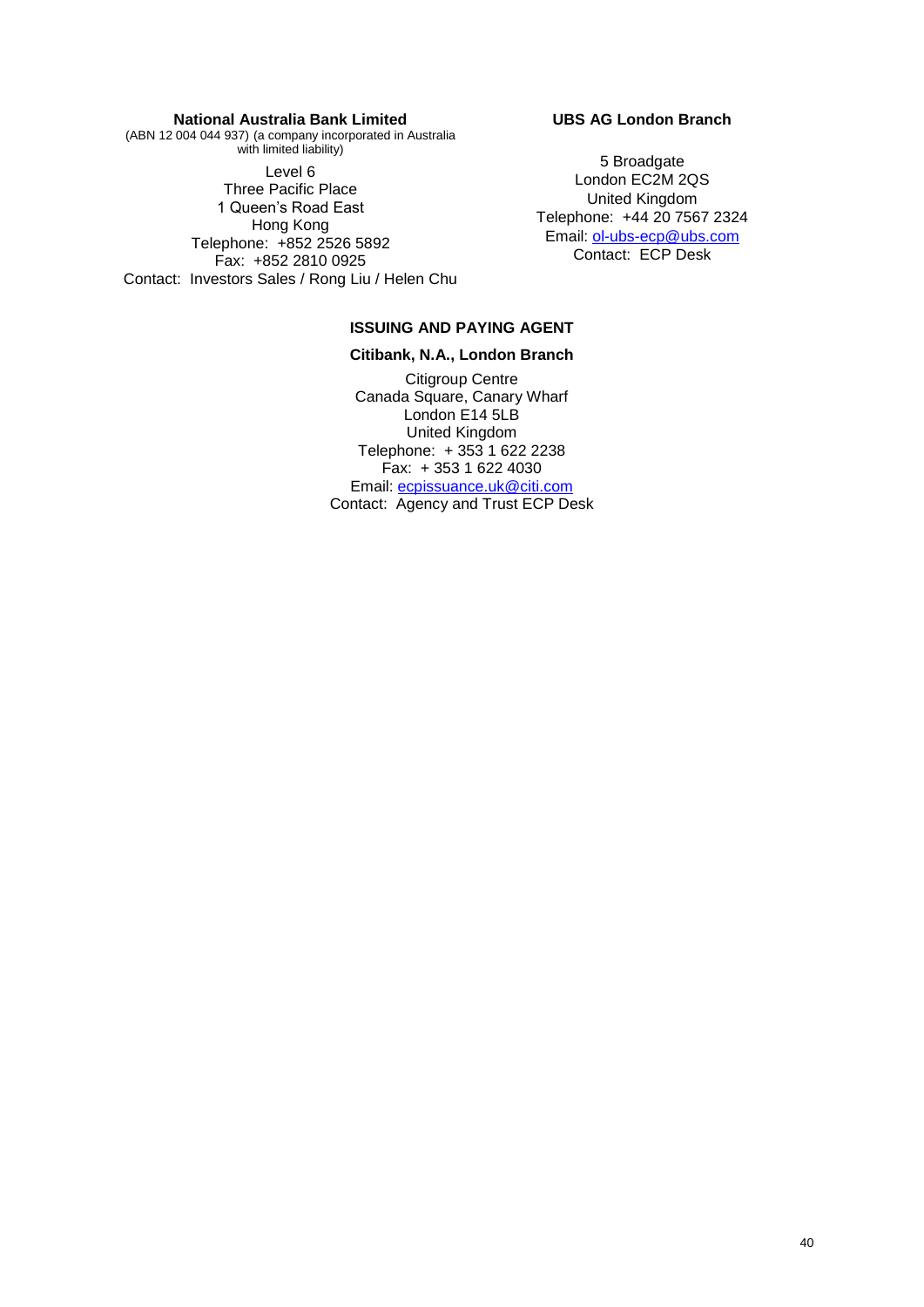**National Australia Bank Limited**
(ABN 12 004 044 937) (a company incorporated in Australia with limited liability)

Level 6
Three Pacific Place
1 Queen's Road East
Hong Kong
Telephone: +852 2526 5892
Fax: +852 2810 0925
Contact: Investors Sales / Rong Liu / Helen Chu

**UBS AG London Branch**

5 Broadgate
London EC2M 2QS
United Kingdom
Telephone: +44 20 7567 2324
Email: ol-ubs-ecp@ubs.com
Contact: ECP Desk

## ISSUING AND PAYING AGENT

**Citibank, N.A., London Branch**

Citigroup Centre
Canada Square, Canary Wharf
London E14 5LB
United Kingdom
Telephone: + 353 1 622 2238
Fax: + 353 1 622 4030
Email: ecpissuance.uk@citi.com
Contact: Agency and Trust ECP Desk